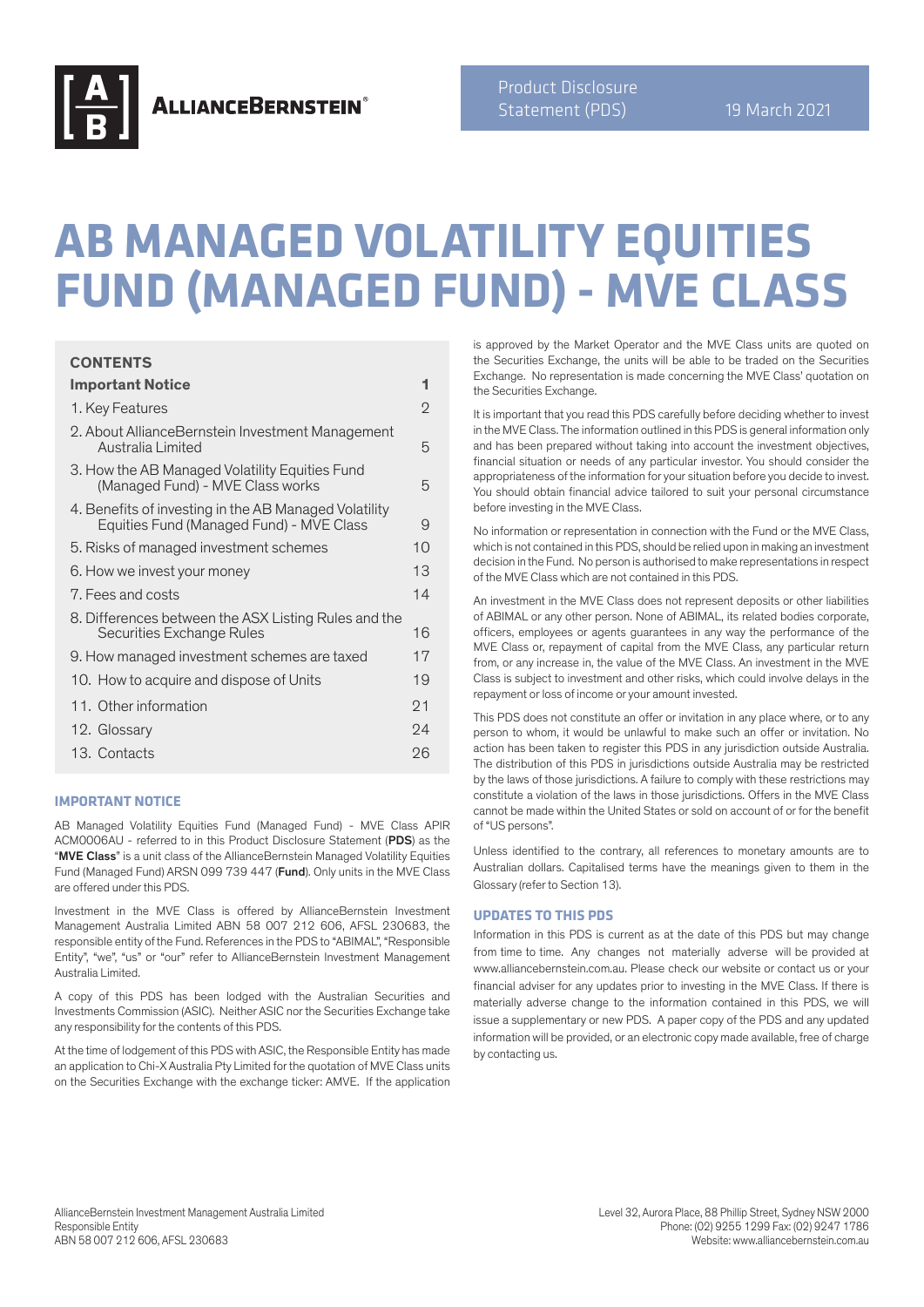AllianceBernstein

Product Disclosure Statement (PDS) 19 March 2021

# AB MANAGED VOLATILITY EQUITIES FUND (MANAGED FUND) - MVE CLASS

**CONTENTS**

| | |
|---|---|
| **Important Notice** | **1** |
| 1. Key Features | 2 |
| 2. About AllianceBernstein Investment Management Australia Limited | 5 |
| 3. How the AB Managed Volatility Equities Fund (Managed Fund) - MVE Class works | 5 |
| 4. Benefits of investing in the AB Managed Volatility Equities Fund (Managed Fund) - MVE Class | 9 |
| 5. Risks of managed investment schemes | 10 |
| 6. How we invest your money | 13 |
| 7. Fees and costs | 14 |
| 8. Differences between the ASX Listing Rules and the Securities Exchange Rules | 16 |
| 9. How managed investment schemes are taxed | 17 |
| 10. How to acquire and dispose of Units | 19 |
| 11. Other information | 21 |
| 12. Glossary | 24 |
| 13. Contacts | 26 |

## IMPORTANT NOTICE

AB Managed Volatility Equities Fund (Managed Fund) - MVE Class APIR ACM0006AU - referred to in this Product Disclosure Statement (**PDS**) as the "**MVE Class**" is a unit class of the AllianceBernstein Managed Volatility Equities Fund (Managed Fund) ARSN 099 739 447 (**Fund**). Only units in the MVE Class are offered under this PDS.

Investment in the MVE Class is offered by AllianceBernstein Investment Management Australia Limited ABN 58 007 212 606, AFSL 230683, the responsible entity of the Fund. References in the PDS to "ABIMAL", "Responsible Entity", "we", "us" or "our" refer to AllianceBernstein Investment Management Australia Limited.

A copy of this PDS has been lodged with the Australian Securities and Investments Commission (ASIC). Neither ASIC nor the Securities Exchange take any responsibility for the contents of this PDS.

At the time of lodgement of this PDS with ASIC, the Responsible Entity has made an application to Chi-X Australia Pty Limited for the quotation of MVE Class units on the Securities Exchange with the exchange ticker: AMVE. If the application is approved by the Market Operator and the MVE Class units are quoted on the Securities Exchange, the units will be able to be traded on the Securities Exchange. No representation is made concerning the MVE Class' quotation on the Securities Exchange.

It is important that you read this PDS carefully before deciding whether to invest in the MVE Class. The information outlined in this PDS is general information only and has been prepared without taking into account the investment objectives, financial situation or needs of any particular investor. You should consider the appropriateness of the information for your situation before you decide to invest. You should obtain financial advice tailored to suit your personal circumstance before investing in the MVE Class.

No information or representation in connection with the Fund or the MVE Class, which is not contained in this PDS, should be relied upon in making an investment decision in the Fund. No person is authorised to make representations in respect of the MVE Class which are not contained in this PDS.

An investment in the MVE Class does not represent deposits or other liabilities of ABIMAL or any other person. None of ABIMAL, its related bodies corporate, officers, employees or agents guarantees in any way the performance of the MVE Class or, repayment of capital from the MVE Class, any particular return from, or any increase in, the value of the MVE Class. An investment in the MVE Class is subject to investment and other risks, which could involve delays in the repayment or loss of income or your amount invested.

This PDS does not constitute an offer or invitation in any place where, or to any person to whom, it would be unlawful to make such an offer or invitation. No action has been taken to register this PDS in any jurisdiction outside Australia. The distribution of this PDS in jurisdictions outside Australia may be restricted by the laws of those jurisdictions. A failure to comply with these restrictions may constitute a violation of the laws in those jurisdictions. Offers in the MVE Class cannot be made within the United States or sold on account of or for the benefit of "US persons".

Unless identified to the contrary, all references to monetary amounts are to Australian dollars. Capitalised terms have the meanings given to them in the Glossary (refer to Section 13).

## UPDATES TO THIS PDS

Information in this PDS is current as at the date of this PDS but may change from time to time. Any changes not materially adverse will be provided at www.alliancebernstein.com.au. Please check our website or contact us or your financial adviser for any updates prior to investing in the MVE Class. If there is materially adverse change to the information contained in this PDS, we will issue a supplementary or new PDS. A paper copy of the PDS and any updated information will be provided, or an electronic copy made available, free of charge by contacting us.

AllianceBernstein Investment Management Australia Limited
Responsible Entity
ABN 58 007 212 606, AFSL 230683

Level 32, Aurora Place, 88 Phillip Street, Sydney NSW 2000
Phone: (02) 9255 1299 Fax: (02) 9247 1786
Website: www.alliancebernstein.com.au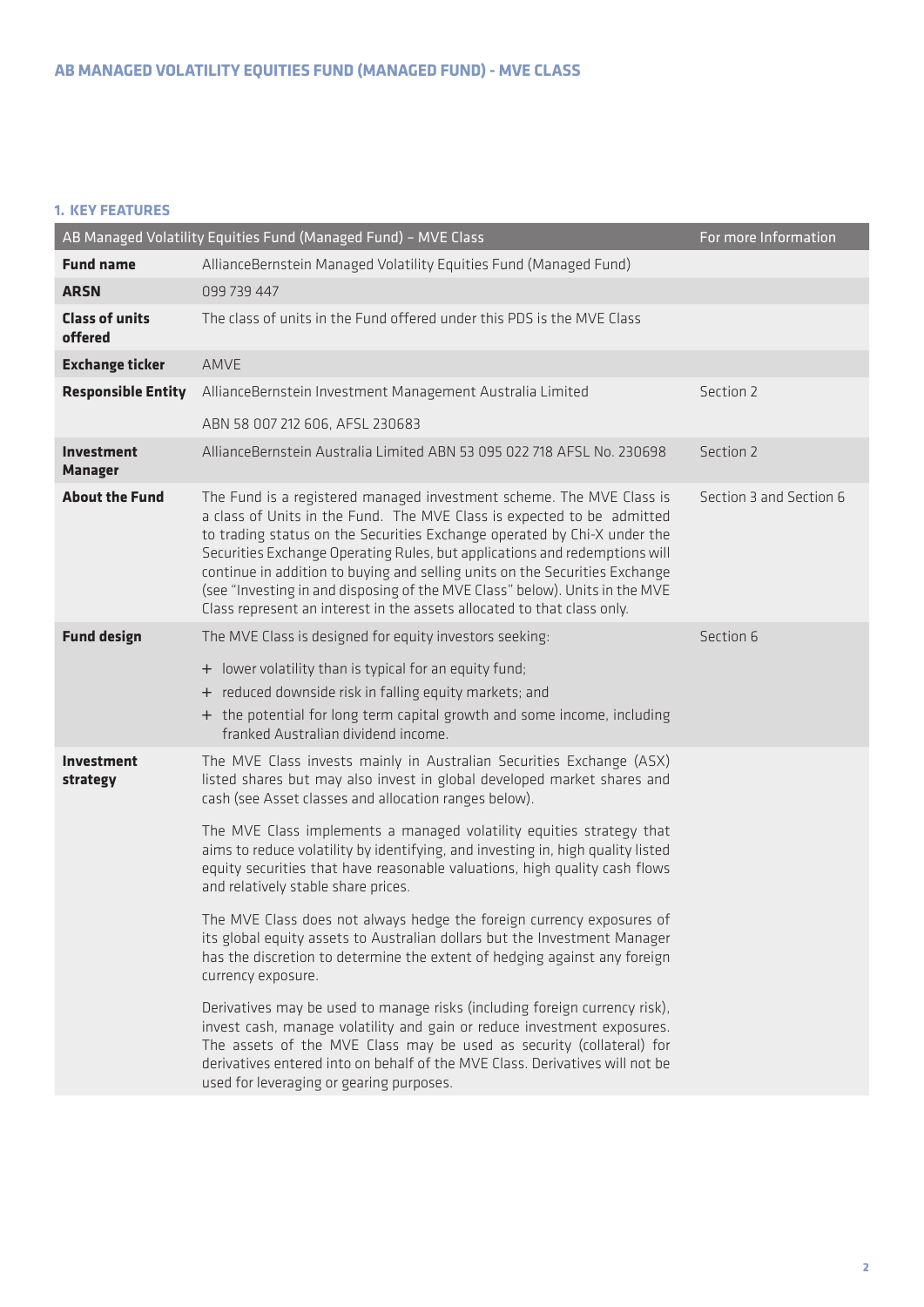# AB MANAGED VOLATILITY EQUITIES FUND (MANAGED FUND) - MVE CLASS

## 1. KEY FEATURES

| AB Managed Volatility Equities Fund (Managed Fund) – MVE Class | | For more Information |
|---|---|---|
| **Fund name** | AllianceBernstein Managed Volatility Equities Fund (Managed Fund) | |
| **ARSN** | 099 739 447 | |
| **Class of units offered** | The class of units in the Fund offered under this PDS is the MVE Class | |
| **Exchange ticker** | AMVE | |
| **Responsible Entity** | AllianceBernstein Investment Management Australia Limited<br><br>ABN 58 007 212 606, AFSL 230683 | Section 2 |
| **Investment Manager** | AllianceBernstein Australia Limited ABN 53 095 022 718 AFSL No. 230698 | Section 2 |
| **About the Fund** | The Fund is a registered managed investment scheme. The MVE Class is a class of Units in the Fund. The MVE Class is expected to be admitted to trading status on the Securities Exchange operated by Chi-X under the Securities Exchange Operating Rules, but applications and redemptions will continue in addition to buying and selling units on the Securities Exchange (see "Investing in and disposing of the MVE Class" below). Units in the MVE Class represent an interest in the assets allocated to that class only. | Section 3 and Section 6 |
| **Fund design** | The MVE Class is designed for equity investors seeking:<br><br>+ lower volatility than is typical for an equity fund;<br>+ reduced downside risk in falling equity markets; and<br>+ the potential for long term capital growth and some income, including franked Australian dividend income. | Section 6 |
| **Investment strategy** | The MVE Class invests mainly in Australian Securities Exchange (ASX) listed shares but may also invest in global developed market shares and cash (see Asset classes and allocation ranges below).<br><br>The MVE Class implements a managed volatility equities strategy that aims to reduce volatility by identifying, and investing in, high quality listed equity securities that have reasonable valuations, high quality cash flows and relatively stable share prices.<br><br>The MVE Class does not always hedge the foreign currency exposures of its global equity assets to Australian dollars but the Investment Manager has the discretion to determine the extent of hedging against any foreign currency exposure.<br><br>Derivatives may be used to manage risks (including foreign currency risk), invest cash, manage volatility and gain or reduce investment exposures. The assets of the MVE Class may be used as security (collateral) for derivatives entered into on behalf of the MVE Class. Derivatives will not be used for leveraging or gearing purposes. | |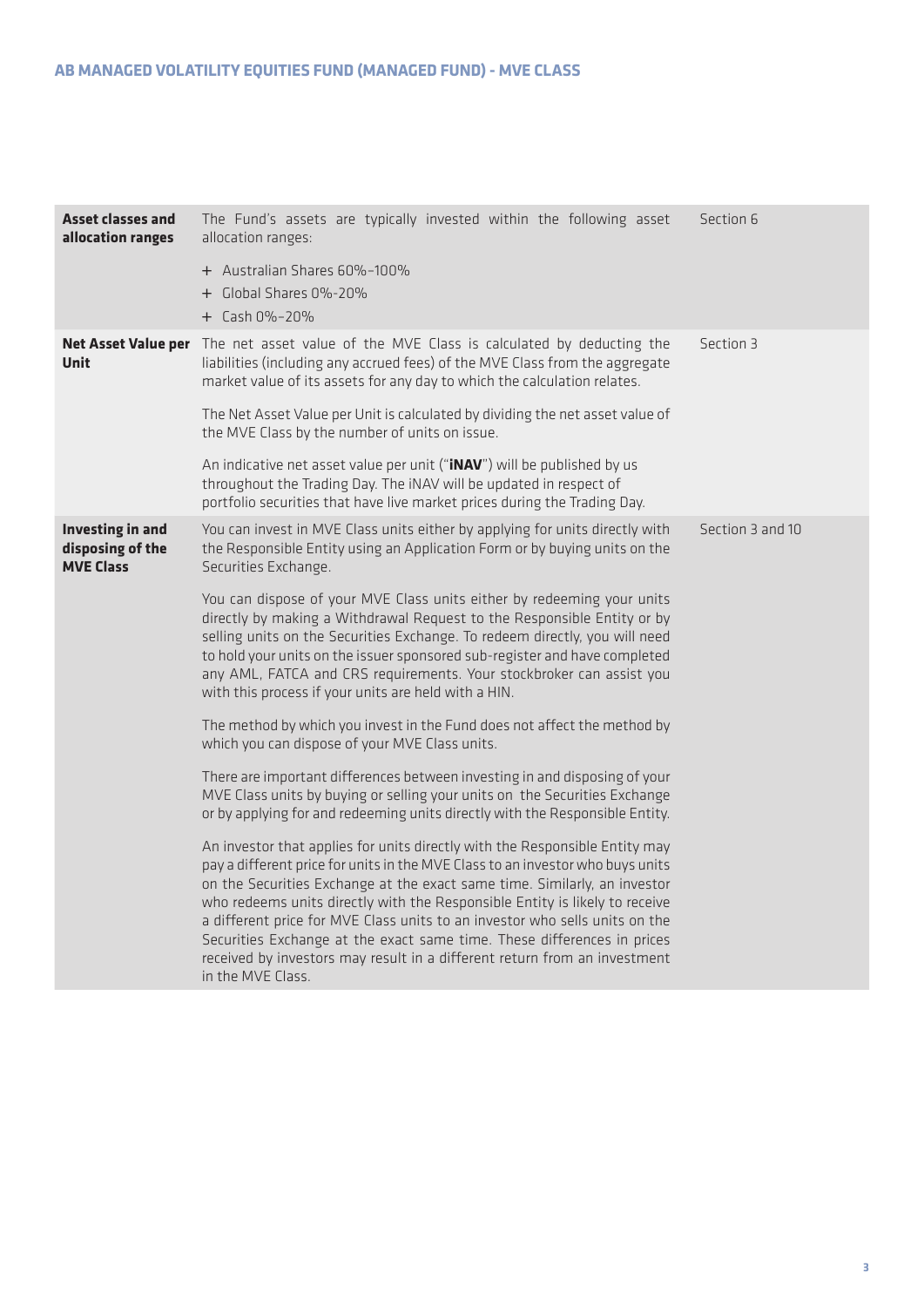| | | |
|---|---|---|
| **Asset classes and allocation ranges** | The Fund's assets are typically invested within the following asset allocation ranges:<br><br>+ Australian Shares 60%–100%<br>+ Global Shares 0%-20%<br>+ Cash 0%–20% | Section 6 |
| **Net Asset Value per Unit** | The net asset value of the MVE Class is calculated by deducting the liabilities (including any accrued fees) of the MVE Class from the aggregate market value of its assets for any day to which the calculation relates.<br><br>The Net Asset Value per Unit is calculated by dividing the net asset value of the MVE Class by the number of units on issue.<br><br>An indicative net asset value per unit ("**iNAV**") will be published by us throughout the Trading Day. The iNAV will be updated in respect of portfolio securities that have live market prices during the Trading Day. | Section 3 |
| **Investing in and disposing of the MVE Class** | You can invest in MVE Class units either by applying for units directly with the Responsible Entity using an Application Form or by buying units on the Securities Exchange.<br><br>You can dispose of your MVE Class units either by redeeming your units directly by making a Withdrawal Request to the Responsible Entity or by selling units on the Securities Exchange. To redeem directly, you will need to hold your units on the issuer sponsored sub-register and have completed any AML, FATCA and CRS requirements. Your stockbroker can assist you with this process if your units are held with a HIN.<br><br>The method by which you invest in the Fund does not affect the method by which you can dispose of your MVE Class units.<br><br>There are important differences between investing in and disposing of your MVE Class units by buying or selling your units on the Securities Exchange or by applying for and redeeming units directly with the Responsible Entity.<br><br>An investor that applies for units directly with the Responsible Entity may pay a different price for units in the MVE Class to an investor who buys units on the Securities Exchange at the exact same time. Similarly, an investor who redeems units directly with the Responsible Entity is likely to receive a different price for MVE Class units to an investor who sells units on the Securities Exchange at the exact same time. These differences in prices received by investors may result in a different return from an investment in the MVE Class. | Section 3 and 10 |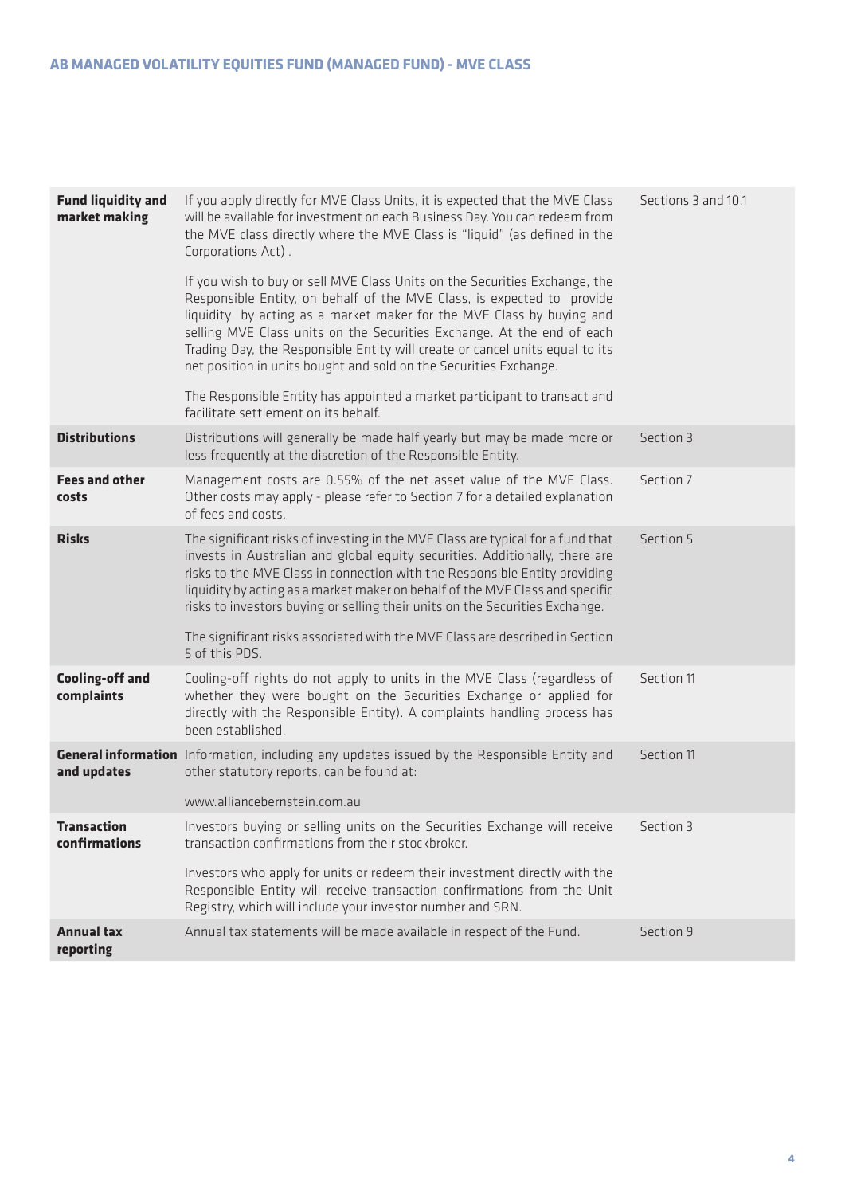| | | |
|---|---|---|
| **Fund liquidity and market making** | If you apply directly for MVE Class Units, it is expected that the MVE Class will be available for investment on each Business Day. You can redeem from the MVE class directly where the MVE Class is "liquid" (as defined in the Corporations Act) .<br><br>If you wish to buy or sell MVE Class Units on the Securities Exchange, the Responsible Entity, on behalf of the MVE Class, is expected to provide liquidity by acting as a market maker for the MVE Class by buying and selling MVE Class units on the Securities Exchange. At the end of each Trading Day, the Responsible Entity will create or cancel units equal to its net position in units bought and sold on the Securities Exchange.<br><br>The Responsible Entity has appointed a market participant to transact and facilitate settlement on its behalf. | Sections 3 and 10.1 |
| **Distributions** | Distributions will generally be made half yearly but may be made more or less frequently at the discretion of the Responsible Entity. | Section 3 |
| **Fees and other costs** | Management costs are 0.55% of the net asset value of the MVE Class. Other costs may apply - please refer to Section 7 for a detailed explanation of fees and costs. | Section 7 |
| **Risks** | The significant risks of investing in the MVE Class are typical for a fund that invests in Australian and global equity securities. Additionally, there are risks to the MVE Class in connection with the Responsible Entity providing liquidity by acting as a market maker on behalf of the MVE Class and specific risks to investors buying or selling their units on the Securities Exchange.<br><br>The significant risks associated with the MVE Class are described in Section 5 of this PDS. | Section 5 |
| **Cooling-off and complaints** | Cooling-off rights do not apply to units in the MVE Class (regardless of whether they were bought on the Securities Exchange or applied for directly with the Responsible Entity). A complaints handling process has been established. | Section 11 |
| **General information and updates** | Information, including any updates issued by the Responsible Entity and other statutory reports, can be found at:<br><br>www.alliancebernstein.com.au | Section 11 |
| **Transaction confirmations** | Investors buying or selling units on the Securities Exchange will receive transaction confirmations from their stockbroker.<br><br>Investors who apply for units or redeem their investment directly with the Responsible Entity will receive transaction confirmations from the Unit Registry, which will include your investor number and SRN. | Section 3 |
| **Annual tax reporting** | Annual tax statements will be made available in respect of the Fund. | Section 9 |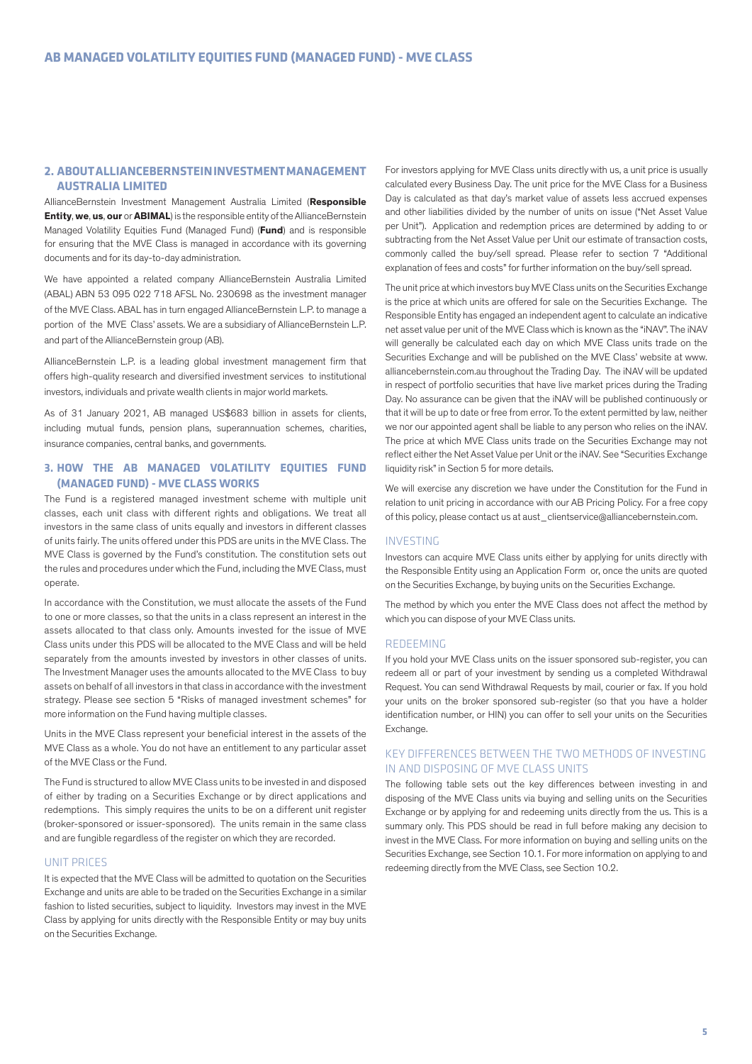## 2. ABOUT ALLIANCEBERNSTEIN INVESTMENT MANAGEMENT AUSTRALIA LIMITED

AllianceBernstein Investment Management Australia Limited (**Responsible Entity**, **we**, **us**, **our** or **ABIMAL**) is the responsible entity of the AllianceBernstein Managed Volatility Equities Fund (Managed Fund) (**Fund**) and is responsible for ensuring that the MVE Class is managed in accordance with its governing documents and for its day-to-day administration.

We have appointed a related company AllianceBernstein Australia Limited (ABAL) ABN 53 095 022 718 AFSL No. 230698 as the investment manager of the MVE Class. ABAL has in turn engaged AllianceBernstein L.P. to manage a portion of the MVE Class' assets. We are a subsidiary of AllianceBernstein L.P. and part of the AllianceBernstein group (AB).

AllianceBernstein L.P. is a leading global investment management firm that offers high-quality research and diversified investment services to institutional investors, individuals and private wealth clients in major world markets.

As of 31 January 2021, AB managed US$683 billion in assets for clients, including mutual funds, pension plans, superannuation schemes, charities, insurance companies, central banks, and governments.

## 3. HOW THE AB MANAGED VOLATILITY EQUITIES FUND (MANAGED FUND) - MVE CLASS WORKS

The Fund is a registered managed investment scheme with multiple unit classes, each unit class with different rights and obligations. We treat all investors in the same class of units equally and investors in different classes of units fairly. The units offered under this PDS are units in the MVE Class. The MVE Class is governed by the Fund's constitution. The constitution sets out the rules and procedures under which the Fund, including the MVE Class, must operate.

In accordance with the Constitution, we must allocate the assets of the Fund to one or more classes, so that the units in a class represent an interest in the assets allocated to that class only. Amounts invested for the issue of MVE Class units under this PDS will be allocated to the MVE Class and will be held separately from the amounts invested by investors in other classes of units. The Investment Manager uses the amounts allocated to the MVE Class to buy assets on behalf of all investors in that class in accordance with the investment strategy. Please see section 5 "Risks of managed investment schemes" for more information on the Fund having multiple classes.

Units in the MVE Class represent your beneficial interest in the assets of the MVE Class as a whole. You do not have an entitlement to any particular asset of the MVE Class or the Fund.

The Fund is structured to allow MVE Class units to be invested in and disposed of either by trading on a Securities Exchange or by direct applications and redemptions. This simply requires the units to be on a different unit register (broker-sponsored or issuer-sponsored). The units remain in the same class and are fungible regardless of the register on which they are recorded.

### UNIT PRICES

It is expected that the MVE Class will be admitted to quotation on the Securities Exchange and units are able to be traded on the Securities Exchange in a similar fashion to listed securities, subject to liquidity. Investors may invest in the MVE Class by applying for units directly with the Responsible Entity or may buy units on the Securities Exchange.

For investors applying for MVE Class units directly with us, a unit price is usually calculated every Business Day. The unit price for the MVE Class for a Business Day is calculated as that day's market value of assets less accrued expenses and other liabilities divided by the number of units on issue ("Net Asset Value per Unit"). Application and redemption prices are determined by adding to or subtracting from the Net Asset Value per Unit our estimate of transaction costs, commonly called the buy/sell spread. Please refer to section 7 "Additional explanation of fees and costs" for further information on the buy/sell spread.

The unit price at which investors buy MVE Class units on the Securities Exchange is the price at which units are offered for sale on the Securities Exchange. The Responsible Entity has engaged an independent agent to calculate an indicative net asset value per unit of the MVE Class which is known as the "iNAV". The iNAV will generally be calculated each day on which MVE Class units trade on the Securities Exchange and will be published on the MVE Class' website at www.alliancebernstein.com.au throughout the Trading Day. The iNAV will be updated in respect of portfolio securities that have live market prices during the Trading Day. No assurance can be given that the iNAV will be published continuously or that it will be up to date or free from error. To the extent permitted by law, neither we nor our appointed agent shall be liable to any person who relies on the iNAV. The price at which MVE Class units trade on the Securities Exchange may not reflect either the Net Asset Value per Unit or the iNAV. See "Securities Exchange liquidity risk" in Section 5 for more details.

We will exercise any discretion we have under the Constitution for the Fund in relation to unit pricing in accordance with our AB Pricing Policy. For a free copy of this policy, please contact us at aust_clientservice@alliancebernstein.com.

### INVESTING

Investors can acquire MVE Class units either by applying for units directly with the Responsible Entity using an Application Form or, once the units are quoted on the Securities Exchange, by buying units on the Securities Exchange.

The method by which you enter the MVE Class does not affect the method by which you can dispose of your MVE Class units.

### REDEEMING

If you hold your MVE Class units on the issuer sponsored sub-register, you can redeem all or part of your investment by sending us a completed Withdrawal Request. You can send Withdrawal Requests by mail, courier or fax. If you hold your units on the broker sponsored sub-register (so that you have a holder identification number, or HIN) you can offer to sell your units on the Securities Exchange.

### KEY DIFFERENCES BETWEEN THE TWO METHODS OF INVESTING IN AND DISPOSING OF MVE CLASS UNITS

The following table sets out the key differences between investing in and disposing of the MVE Class units via buying and selling units on the Securities Exchange or by applying for and redeeming units directly from the us. This is a summary only. This PDS should be read in full before making any decision to invest in the MVE Class. For more information on buying and selling units on the Securities Exchange, see Section 10.1. For more information on applying to and redeeming directly from the MVE Class, see Section 10.2.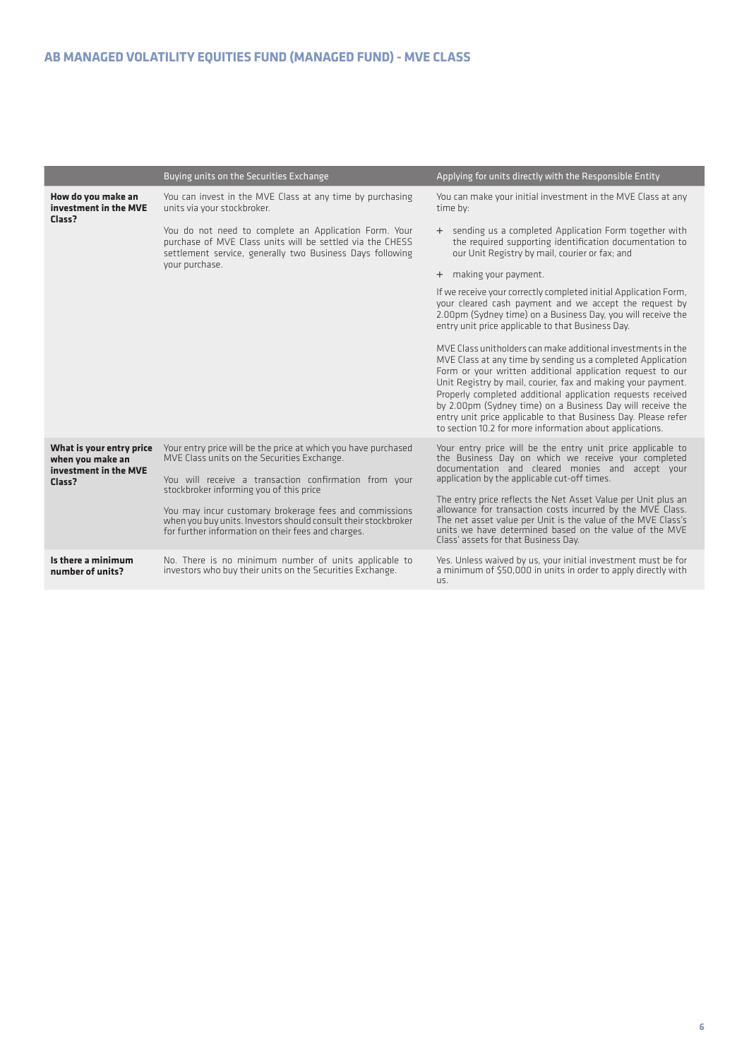| | Buying units on the Securities Exchange | Applying for units directly with the Responsible Entity |
|---|---|---|
| **How do you make an investment in the MVE Class?** | You can invest in the MVE Class at any time by purchasing units via your stockbroker.<br><br>You do not need to complete an Application Form. Your purchase of MVE Class units will be settled via the CHESS settlement service, generally two Business Days following your purchase. | You can make your initial investment in the MVE Class at any time by:<br><br>+ sending us a completed Application Form together with the required supporting identification documentation to our Unit Registry by mail, courier or fax; and<br><br>+ making your payment.<br><br>If we receive your correctly completed initial Application Form, your cleared cash payment and we accept the request by 2.00pm (Sydney time) on a Business Day, you will receive the entry unit price applicable to that Business Day.<br><br>MVE Class unitholders can make additional investments in the MVE Class at any time by sending us a completed Application Form or your written additional application request to our Unit Registry by mail, courier, fax and making your payment. Properly completed additional application requests received by 2.00pm (Sydney time) on a Business Day will receive the entry unit price applicable to that Business Day. Please refer to section 10.2 for more information about applications. |
| **What is your entry price when you make an investment in the MVE Class?** | Your entry price will be the price at which you have purchased MVE Class units on the Securities Exchange.<br><br>You will receive a transaction confirmation from your stockbroker informing you of this price<br><br>You may incur customary brokerage fees and commissions when you buy units. Investors should consult their stockbroker for further information on their fees and charges. | Your entry price will be the entry unit price applicable to the Business Day on which we receive your completed documentation and cleared monies and accept your application by the applicable cut-off times.<br><br>The entry price reflects the Net Asset Value per Unit plus an allowance for transaction costs incurred by the MVE Class. The net asset value per Unit is the value of the MVE Class's units we have determined based on the value of the MVE Class' assets for that Business Day. |
| **Is there a minimum number of units?** | No. There is no minimum number of units applicable to investors who buy their units on the Securities Exchange. | Yes. Unless waived by us, your initial investment must be for a minimum of $50,000 in units in order to apply directly with us. |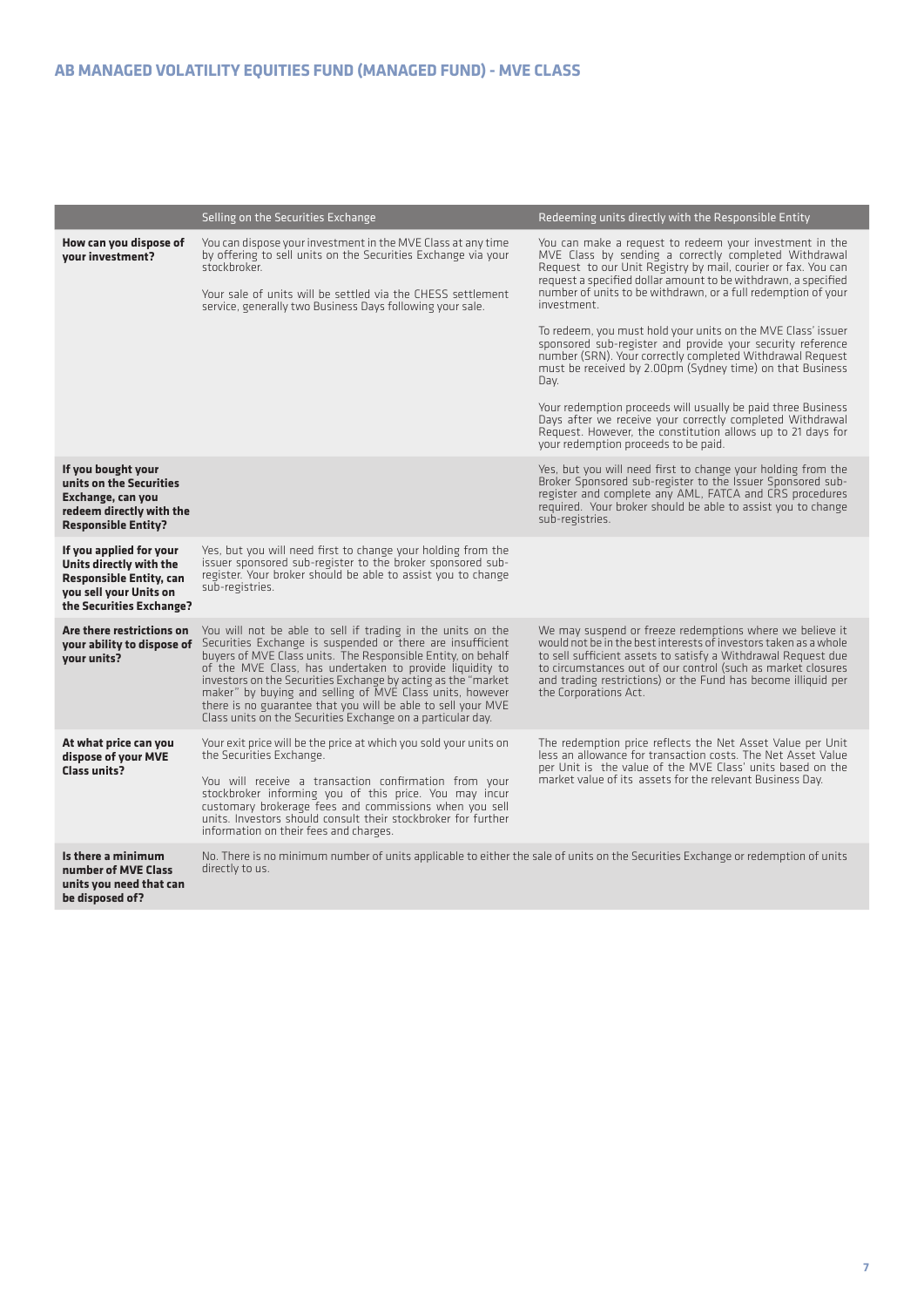| | Selling on the Securities Exchange | Redeeming units directly with the Responsible Entity |
|---|---|---|
| **How can you dispose of your investment?** | You can dispose your investment in the MVE Class at any time by offering to sell units on the Securities Exchange via your stockbroker.<br><br>Your sale of units will be settled via the CHESS settlement service, generally two Business Days following your sale. | You can make a request to redeem your investment in the MVE Class by sending a correctly completed Withdrawal Request to our Unit Registry by mail, courier or fax. You can request a specified dollar amount to be withdrawn, a specified number of units to be withdrawn, or a full redemption of your investment.<br><br>To redeem, you must hold your units on the MVE Class' issuer sponsored sub-register and provide your security reference number (SRN). Your correctly completed Withdrawal Request must be received by 2.00pm (Sydney time) on that Business Day.<br><br>Your redemption proceeds will usually be paid three Business Days after we receive your correctly completed Withdrawal Request. However, the constitution allows up to 21 days for your redemption proceeds to be paid. |
| **If you bought your units on the Securities Exchange, can you redeem directly with the Responsible Entity?** | | Yes, but you will need first to change your holding from the Broker Sponsored sub-register to the Issuer Sponsored sub-register and complete any AML, FATCA and CRS procedures required. Your broker should be able to assist you to change sub-registries. |
| **If you applied for your Units directly with the Responsible Entity, can you sell your Units on the Securities Exchange?** | Yes, but you will need first to change your holding from the issuer sponsored sub-register to the broker sponsored sub-register. Your broker should be able to assist you to change sub-registries. | |
| **Are there restrictions on your ability to dispose of your units?** | You will not be able to sell if trading in the units on the Securities Exchange is suspended or there are insufficient buyers of MVE Class units. The Responsible Entity, on behalf of the MVE Class, has undertaken to provide liquidity to investors on the Securities Exchange by acting as the "market maker" by buying and selling of MVE Class units, however there is no guarantee that you will be able to sell your MVE Class units on the Securities Exchange on a particular day. | We may suspend or freeze redemptions where we believe it would not be in the best interests of investors taken as a whole to sell sufficient assets to satisfy a Withdrawal Request due to circumstances out of our control (such as market closures and trading restrictions) or the Fund has become illiquid per the Corporations Act. |
| **At what price can you dispose of your MVE Class units?** | Your exit price will be the price at which you sold your units on the Securities Exchange.<br><br>You will receive a transaction confirmation from your stockbroker informing you of this price. You may incur customary brokerage fees and commissions when you sell units. Investors should consult their stockbroker for further information on their fees and charges. | The redemption price reflects the Net Asset Value per Unit less an allowance for transaction costs. The Net Asset Value per Unit is the value of the MVE Class' units based on the market value of its assets for the relevant Business Day. |
| **Is there a minimum number of MVE Class units you need that can be disposed of?** | No. There is no minimum number of units applicable to either the sale of units on the Securities Exchange or redemption of units directly to us. | |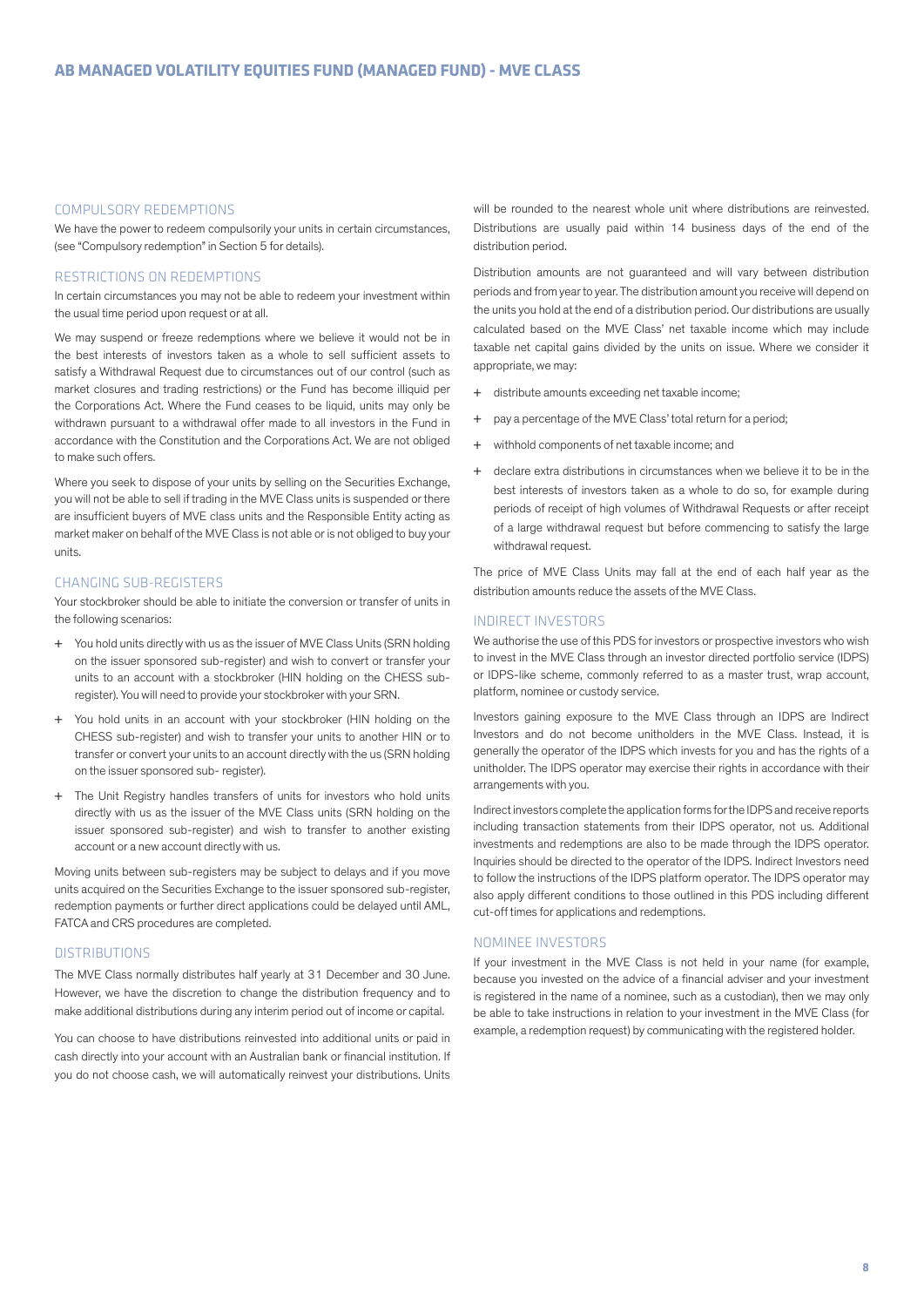## COMPULSORY REDEMPTIONS

We have the power to redeem compulsorily your units in certain circumstances, (see "Compulsory redemption" in Section 5 for details).

## RESTRICTIONS ON REDEMPTIONS

In certain circumstances you may not be able to redeem your investment within the usual time period upon request or at all.

We may suspend or freeze redemptions where we believe it would not be in the best interests of investors taken as a whole to sell sufficient assets to satisfy a Withdrawal Request due to circumstances out of our control (such as market closures and trading restrictions) or the Fund has become illiquid per the Corporations Act. Where the Fund ceases to be liquid, units may only be withdrawn pursuant to a withdrawal offer made to all investors in the Fund in accordance with the Constitution and the Corporations Act. We are not obliged to make such offers.

Where you seek to dispose of your units by selling on the Securities Exchange, you will not be able to sell if trading in the MVE Class units is suspended or there are insufficient buyers of MVE class units and the Responsible Entity acting as market maker on behalf of the MVE Class is not able or is not obliged to buy your units.

## CHANGING SUB-REGISTERS

Your stockbroker should be able to initiate the conversion or transfer of units in the following scenarios:

+ You hold units directly with us as the issuer of MVE Class Units (SRN holding on the issuer sponsored sub-register) and wish to convert or transfer your units to an account with a stockbroker (HIN holding on the CHESS sub-register). You will need to provide your stockbroker with your SRN.
+ You hold units in an account with your stockbroker (HIN holding on the CHESS sub-register) and wish to transfer your units to another HIN or to transfer or convert your units to an account directly with the us (SRN holding on the issuer sponsored sub- register).
+ The Unit Registry handles transfers of units for investors who hold units directly with us as the issuer of the MVE Class units (SRN holding on the issuer sponsored sub-register) and wish to transfer to another existing account or a new account directly with us.

Moving units between sub-registers may be subject to delays and if you move units acquired on the Securities Exchange to the issuer sponsored sub-register, redemption payments or further direct applications could be delayed until AML, FATCA and CRS procedures are completed.

## DISTRIBUTIONS

The MVE Class normally distributes half yearly at 31 December and 30 June. However, we have the discretion to change the distribution frequency and to make additional distributions during any interim period out of income or capital.

You can choose to have distributions reinvested into additional units or paid in cash directly into your account with an Australian bank or financial institution. If you do not choose cash, we will automatically reinvest your distributions. Units will be rounded to the nearest whole unit where distributions are reinvested. Distributions are usually paid within 14 business days of the end of the distribution period.

Distribution amounts are not guaranteed and will vary between distribution periods and from year to year. The distribution amount you receive will depend on the units you hold at the end of a distribution period. Our distributions are usually calculated based on the MVE Class' net taxable income which may include taxable net capital gains divided by the units on issue. Where we consider it appropriate, we may:

+ distribute amounts exceeding net taxable income;
+ pay a percentage of the MVE Class' total return for a period;
+ withhold components of net taxable income; and
+ declare extra distributions in circumstances when we believe it to be in the best interests of investors taken as a whole to do so, for example during periods of receipt of high volumes of Withdrawal Requests or after receipt of a large withdrawal request but before commencing to satisfy the large withdrawal request.

The price of MVE Class Units may fall at the end of each half year as the distribution amounts reduce the assets of the MVE Class.

## INDIRECT INVESTORS

We authorise the use of this PDS for investors or prospective investors who wish to invest in the MVE Class through an investor directed portfolio service (IDPS) or IDPS-like scheme, commonly referred to as a master trust, wrap account, platform, nominee or custody service.

Investors gaining exposure to the MVE Class through an IDPS are Indirect Investors and do not become unitholders in the MVE Class. Instead, it is generally the operator of the IDPS which invests for you and has the rights of a unitholder. The IDPS operator may exercise their rights in accordance with their arrangements with you.

Indirect investors complete the application forms for the IDPS and receive reports including transaction statements from their IDPS operator, not us. Additional investments and redemptions are also to be made through the IDPS operator. Inquiries should be directed to the operator of the IDPS. Indirect Investors need to follow the instructions of the IDPS platform operator. The IDPS operator may also apply different conditions to those outlined in this PDS including different cut-off times for applications and redemptions.

## NOMINEE INVESTORS

If your investment in the MVE Class is not held in your name (for example, because you invested on the advice of a financial adviser and your investment is registered in the name of a nominee, such as a custodian), then we may only be able to take instructions in relation to your investment in the MVE Class (for example, a redemption request) by communicating with the registered holder.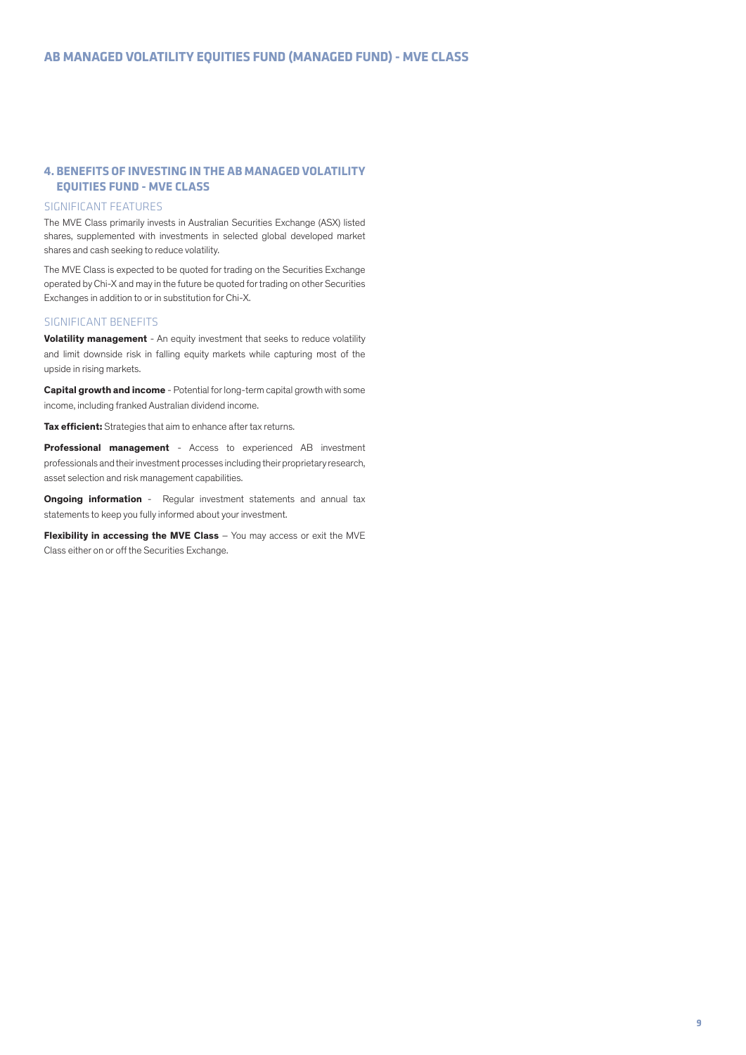## 4. BENEFITS OF INVESTING IN THE AB MANAGED VOLATILITY EQUITIES FUND - MVE CLASS

### SIGNIFICANT FEATURES

The MVE Class primarily invests in Australian Securities Exchange (ASX) listed shares, supplemented with investments in selected global developed market shares and cash seeking to reduce volatility.

The MVE Class is expected to be quoted for trading on the Securities Exchange operated by Chi-X and may in the future be quoted for trading on other Securities Exchanges in addition to or in substitution for Chi-X.

### SIGNIFICANT BENEFITS

**Volatility management** - An equity investment that seeks to reduce volatility and limit downside risk in falling equity markets while capturing most of the upside in rising markets.

**Capital growth and income** - Potential for long-term capital growth with some income, including franked Australian dividend income.

**Tax efficient:** Strategies that aim to enhance after tax returns.

**Professional management** - Access to experienced AB investment professionals and their investment processes including their proprietary research, asset selection and risk management capabilities.

**Ongoing information** - Regular investment statements and annual tax statements to keep you fully informed about your investment.

**Flexibility in accessing the MVE Class** – You may access or exit the MVE Class either on or off the Securities Exchange.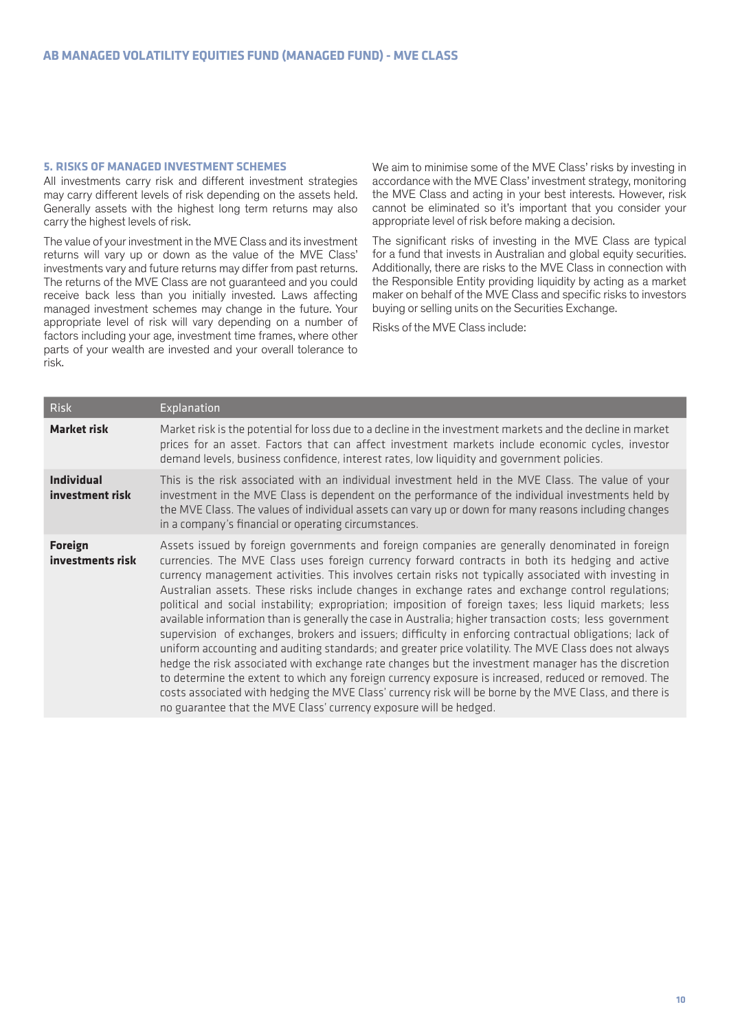## 5. RISKS OF MANAGED INVESTMENT SCHEMES

All investments carry risk and different investment strategies may carry different levels of risk depending on the assets held. Generally assets with the highest long term returns may also carry the highest levels of risk.

The value of your investment in the MVE Class and its investment returns will vary up or down as the value of the MVE Class' investments vary and future returns may differ from past returns. The returns of the MVE Class are not guaranteed and you could receive back less than you initially invested. Laws affecting managed investment schemes may change in the future. Your appropriate level of risk will vary depending on a number of factors including your age, investment time frames, where other parts of your wealth are invested and your overall tolerance to risk.

We aim to minimise some of the MVE Class' risks by investing in accordance with the MVE Class' investment strategy, monitoring the MVE Class and acting in your best interests. However, risk cannot be eliminated so it's important that you consider your appropriate level of risk before making a decision.

The significant risks of investing in the MVE Class are typical for a fund that invests in Australian and global equity securities. Additionally, there are risks to the MVE Class in connection with the Responsible Entity providing liquidity by acting as a market maker on behalf of the MVE Class and specific risks to investors buying or selling units on the Securities Exchange.

Risks of the MVE Class include:

| Risk | Explanation |
|---|---|
| **Market risk** | Market risk is the potential for loss due to a decline in the investment markets and the decline in market prices for an asset. Factors that can affect investment markets include economic cycles, investor demand levels, business confidence, interest rates, low liquidity and government policies. |
| **Individual investment risk** | This is the risk associated with an individual investment held in the MVE Class. The value of your investment in the MVE Class is dependent on the performance of the individual investments held by the MVE Class. The values of individual assets can vary up or down for many reasons including changes in a company's financial or operating circumstances. |
| **Foreign investments risk** | Assets issued by foreign governments and foreign companies are generally denominated in foreign currencies. The MVE Class uses foreign currency forward contracts in both its hedging and active currency management activities. This involves certain risks not typically associated with investing in Australian assets. These risks include changes in exchange rates and exchange control regulations; political and social instability; expropriation; imposition of foreign taxes; less liquid markets; less available information than is generally the case in Australia; higher transaction costs; less government supervision of exchanges, brokers and issuers; difficulty in enforcing contractual obligations; lack of uniform accounting and auditing standards; and greater price volatility. The MVE Class does not always hedge the risk associated with exchange rate changes but the investment manager has the discretion to determine the extent to which any foreign currency exposure is increased, reduced or removed. The costs associated with hedging the MVE Class' currency risk will be borne by the MVE Class, and there is no guarantee that the MVE Class' currency exposure will be hedged. |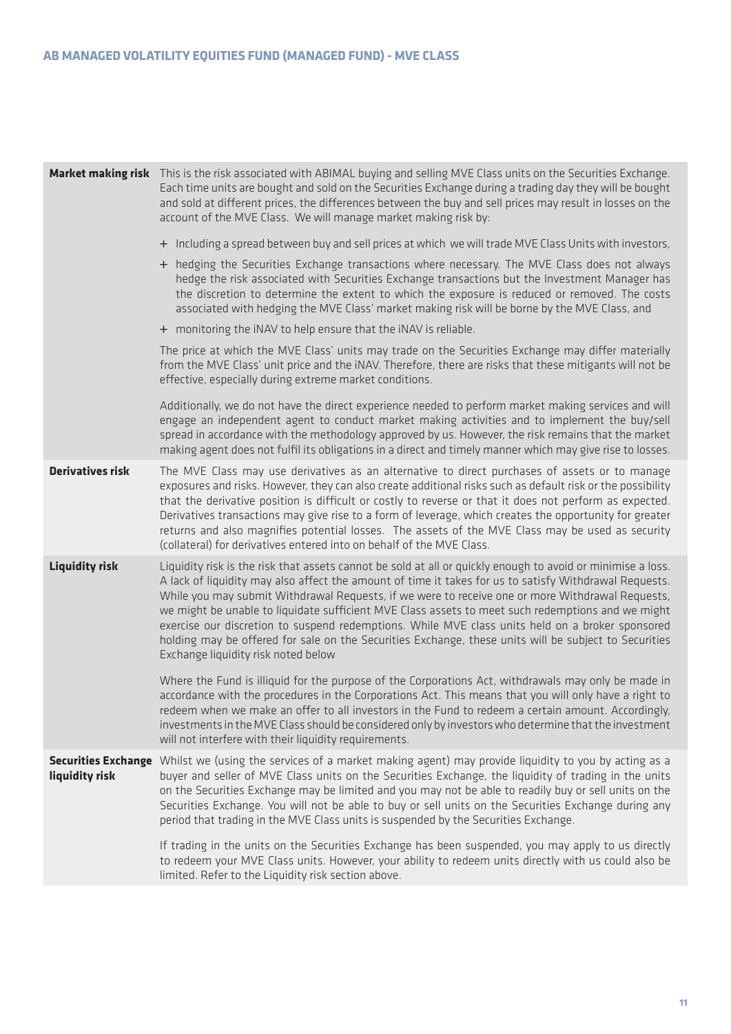| | |
|---|---|
| **Market making risk** | This is the risk associated with ABIMAL buying and selling MVE Class units on the Securities Exchange. Each time units are bought and sold on the Securities Exchange during a trading day they will be bought and sold at different prices, the differences between the buy and sell prices may result in losses on the account of the MVE Class. We will manage market making risk by:<br><br>+ Including a spread between buy and sell prices at which we will trade MVE Class Units with investors,<br>+ hedging the Securities Exchange transactions where necessary. The MVE Class does not always hedge the risk associated with Securities Exchange transactions but the Investment Manager has the discretion to determine the extent to which the exposure is reduced or removed. The costs associated with hedging the MVE Class' market making risk will be borne by the MVE Class, and<br>+ monitoring the iNAV to help ensure that the iNAV is reliable.<br><br>The price at which the MVE Class' units may trade on the Securities Exchange may differ materially from the MVE Class' unit price and the iNAV. Therefore, there are risks that these mitigants will not be effective, especially during extreme market conditions.<br><br>Additionally, we do not have the direct experience needed to perform market making services and will engage an independent agent to conduct market making activities and to implement the buy/sell spread in accordance with the methodology approved by us. However, the risk remains that the market making agent does not fulfil its obligations in a direct and timely manner which may give rise to losses. |
| **Derivatives risk** | The MVE Class may use derivatives as an alternative to direct purchases of assets or to manage exposures and risks. However, they can also create additional risks such as default risk or the possibility that the derivative position is difficult or costly to reverse or that it does not perform as expected. Derivatives transactions may give rise to a form of leverage, which creates the opportunity for greater returns and also magnifies potential losses. The assets of the MVE Class may be used as security (collateral) for derivatives entered into on behalf of the MVE Class. |
| **Liquidity risk** | Liquidity risk is the risk that assets cannot be sold at all or quickly enough to avoid or minimise a loss. A lack of liquidity may also affect the amount of time it takes for us to satisfy Withdrawal Requests. While you may submit Withdrawal Requests, if we were to receive one or more Withdrawal Requests, we might be unable to liquidate sufficient MVE Class assets to meet such redemptions and we might exercise our discretion to suspend redemptions. While MVE class units held on a broker sponsored holding may be offered for sale on the Securities Exchange, these units will be subject to Securities Exchange liquidity risk noted below<br><br>Where the Fund is illiquid for the purpose of the Corporations Act, withdrawals may only be made in accordance with the procedures in the Corporations Act. This means that you will only have a right to redeem when we make an offer to all investors in the Fund to redeem a certain amount. Accordingly, investments in the MVE Class should be considered only by investors who determine that the investment will not interfere with their liquidity requirements. |
| **Securities Exchange liquidity risk** | Whilst we (using the services of a market making agent) may provide liquidity to you by acting as a buyer and seller of MVE Class units on the Securities Exchange, the liquidity of trading in the units on the Securities Exchange may be limited and you may not be able to readily buy or sell units on the Securities Exchange. You will not be able to buy or sell units on the Securities Exchange during any period that trading in the MVE Class units is suspended by the Securities Exchange.<br><br>If trading in the units on the Securities Exchange has been suspended, you may apply to us directly to redeem your MVE Class units. However, your ability to redeem units directly with us could also be limited. Refer to the Liquidity risk section above. |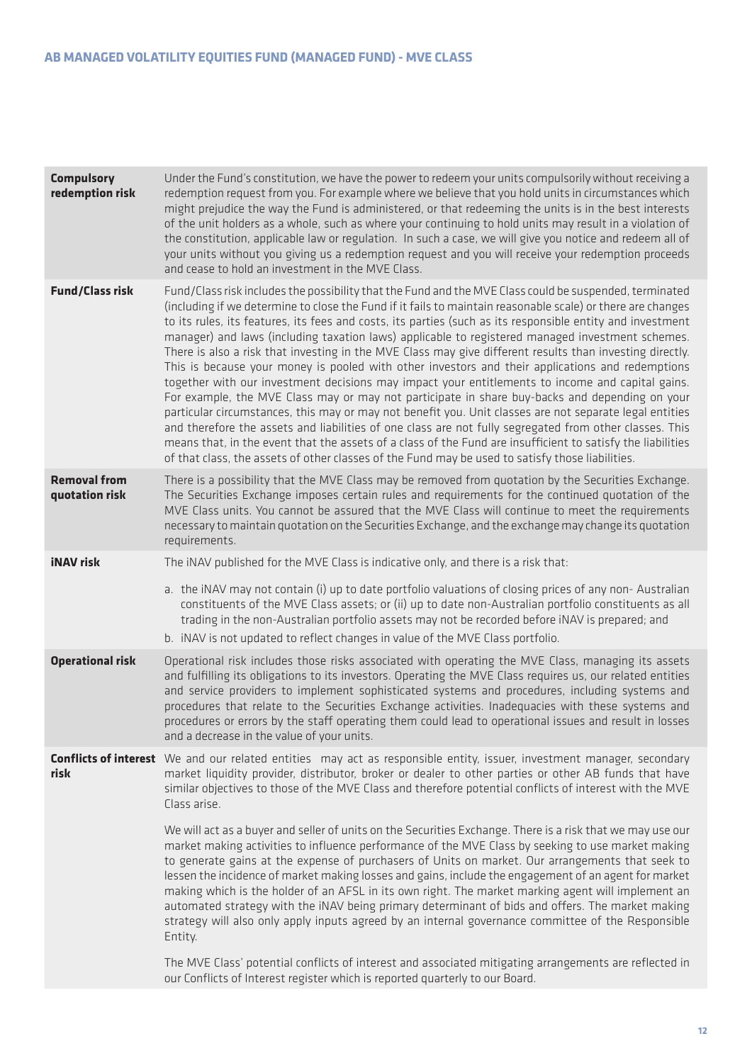| | |
|---|---|
| **Compulsory redemption risk** | Under the Fund's constitution, we have the power to redeem your units compulsorily without receiving a redemption request from you. For example where we believe that you hold units in circumstances which might prejudice the way the Fund is administered, or that redeeming the units is in the best interests of the unit holders as a whole, such as where your continuing to hold units may result in a violation of the constitution, applicable law or regulation. In such a case, we will give you notice and redeem all of your units without you giving us a redemption request and you will receive your redemption proceeds and cease to hold an investment in the MVE Class. |
| **Fund/Class risk** | Fund/Class risk includes the possibility that the Fund and the MVE Class could be suspended, terminated (including if we determine to close the Fund if it fails to maintain reasonable scale) or there are changes to its rules, its features, its fees and costs, its parties (such as its responsible entity and investment manager) and laws (including taxation laws) applicable to registered managed investment schemes. There is also a risk that investing in the MVE Class may give different results than investing directly. This is because your money is pooled with other investors and their applications and redemptions together with our investment decisions may impact your entitlements to income and capital gains. For example, the MVE Class may or may not participate in share buy-backs and depending on your particular circumstances, this may or may not benefit you. Unit classes are not separate legal entities and therefore the assets and liabilities of one class are not fully segregated from other classes. This means that, in the event that the assets of a class of the Fund are insufficient to satisfy the liabilities of that class, the assets of other classes of the Fund may be used to satisfy those liabilities. |
| **Removal from quotation risk** | There is a possibility that the MVE Class may be removed from quotation by the Securities Exchange. The Securities Exchange imposes certain rules and requirements for the continued quotation of the MVE Class units. You cannot be assured that the MVE Class will continue to meet the requirements necessary to maintain quotation on the Securities Exchange, and the exchange may change its quotation requirements. |
| **iNAV risk** | The iNAV published for the MVE Class is indicative only, and there is a risk that:<br><br>a. the iNAV may not contain (i) up to date portfolio valuations of closing prices of any non- Australian constituents of the MVE Class assets; or (ii) up to date non-Australian portfolio constituents as all trading in the non-Australian portfolio assets may not be recorded before iNAV is prepared; and<br>b. iNAV is not updated to reflect changes in value of the MVE Class portfolio. |
| **Operational risk** | Operational risk includes those risks associated with operating the MVE Class, managing its assets and fulfilling its obligations to its investors. Operating the MVE Class requires us, our related entities and service providers to implement sophisticated systems and procedures, including systems and procedures that relate to the Securities Exchange activities. Inadequacies with these systems and procedures or errors by the staff operating them could lead to operational issues and result in losses and a decrease in the value of your units. |
| **Conflicts of interest risk** | We and our related entities may act as responsible entity, issuer, investment manager, secondary market liquidity provider, distributor, broker or dealer to other parties or other AB funds that have similar objectives to those of the MVE Class and therefore potential conflicts of interest with the MVE Class arise.<br><br>We will act as a buyer and seller of units on the Securities Exchange. There is a risk that we may use our market making activities to influence performance of the MVE Class by seeking to use market making to generate gains at the expense of purchasers of Units on market. Our arrangements that seek to lessen the incidence of market making losses and gains, include the engagement of an agent for market making which is the holder of an AFSL in its own right. The market marking agent will implement an automated strategy with the iNAV being primary determinant of bids and offers. The market making strategy will also only apply inputs agreed by an internal governance committee of the Responsible Entity.<br><br>The MVE Class' potential conflicts of interest and associated mitigating arrangements are reflected in our Conflicts of Interest register which is reported quarterly to our Board. |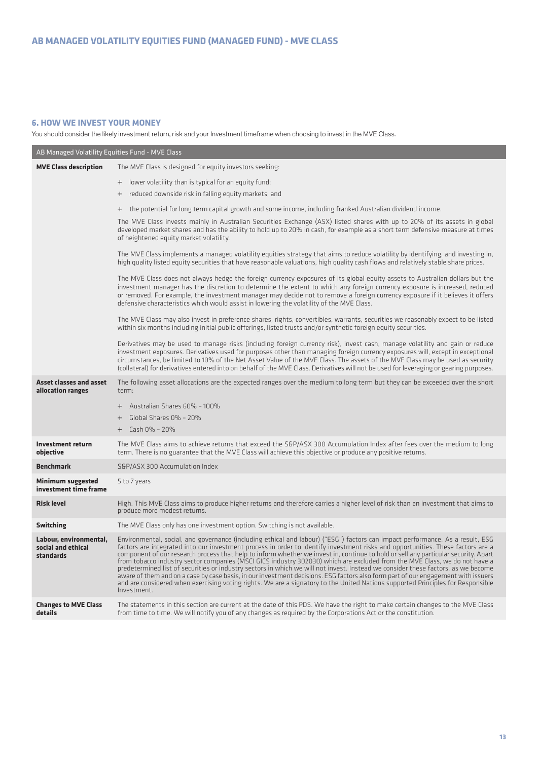# AB MANAGED VOLATILITY EQUITIES FUND (MANAGED FUND) - MVE CLASS

## 6. HOW WE INVEST YOUR MONEY

You should consider the likely investment return, risk and your Investment timeframe when choosing to invest in the MVE Class.

| AB Managed Volatility Equities Fund - MVE Class | |
|---|---|
| **MVE Class description** | The MVE Class is designed for equity investors seeking:<br>+ lower volatility than is typical for an equity fund;<br>+ reduced downside risk in falling equity markets; and<br>+ the potential for long term capital growth and some income, including franked Australian dividend income.<br><br>The MVE Class invests mainly in Australian Securities Exchange (ASX) listed shares with up to 20% of its assets in global developed market shares and has the ability to hold up to 20% in cash, for example as a short term defensive measure at times of heightened equity market volatility.<br><br>The MVE Class implements a managed volatility equities strategy that aims to reduce volatility by identifying, and investing in, high quality listed equity securities that have reasonable valuations, high quality cash flows and relatively stable share prices.<br><br>The MVE Class does not always hedge the foreign currency exposures of its global equity assets to Australian dollars but the investment manager has the discretion to determine the extent to which any foreign currency exposure is increased, reduced or removed. For example, the investment manager may decide not to remove a foreign currency exposure if it believes it offers defensive characteristics which would assist in lowering the volatility of the MVE Class.<br><br>The MVE Class may also invest in preference shares, rights, convertibles, warrants, securities we reasonably expect to be listed within six months including initial public offerings, listed trusts and/or synthetic foreign equity securities.<br><br>Derivatives may be used to manage risks (including foreign currency risk), invest cash, manage volatility and gain or reduce investment exposures. Derivatives used for purposes other than managing foreign currency exposures will, except in exceptional circumstances, be limited to 10% of the Net Asset Value of the MVE Class. The assets of the MVE Class may be used as security (collateral) for derivatives entered into on behalf of the MVE Class. Derivatives will not be used for leveraging or gearing purposes. |
| **Asset classes and asset allocation ranges** | The following asset allocations are the expected ranges over the medium to long term but they can be exceeded over the short term:<br>+ Australian Shares 60% – 100%<br>+ Global Shares 0% – 20%<br>+ Cash 0% – 20% |
| **Investment return objective** | The MVE Class aims to achieve returns that exceed the S&P/ASX 300 Accumulation Index after fees over the medium to long term. There is no guarantee that the MVE Class will achieve this objective or produce any positive returns. |
| **Benchmark** | S&P/ASX 300 Accumulation Index |
| **Minimum suggested investment time frame** | 5 to 7 years |
| **Risk level** | High. This MVE Class aims to produce higher returns and therefore carries a higher level of risk than an investment that aims to produce more modest returns. |
| **Switching** | The MVE Class only has one investment option. Switching is not available. |
| **Labour, environmental, social and ethical standards** | Environmental, social, and governance (including ethical and labour) ("ESG") factors can impact performance. As a result, ESG factors are integrated into our investment process in order to identify investment risks and opportunities. These factors are a component of our research process that help to inform whether we invest in, continue to hold or sell any particular security. Apart from tobacco industry sector companies (MSCI GICS industry 302030) which are excluded from the MVE Class, we do not have a predetermined list of securities or industry sectors in which we will not invest. Instead we consider these factors, as we become aware of them and on a case by case basis, in our investment decisions. ESG factors also form part of our engagement with issuers and are considered when exercising voting rights. We are a signatory to the United Nations supported Principles for Responsible Investment. |
| **Changes to MVE Class details** | The statements in this section are current at the date of this PDS. We have the right to make certain changes to the MVE Class from time to time. We will notify you of any changes as required by the Corporations Act or the constitution. |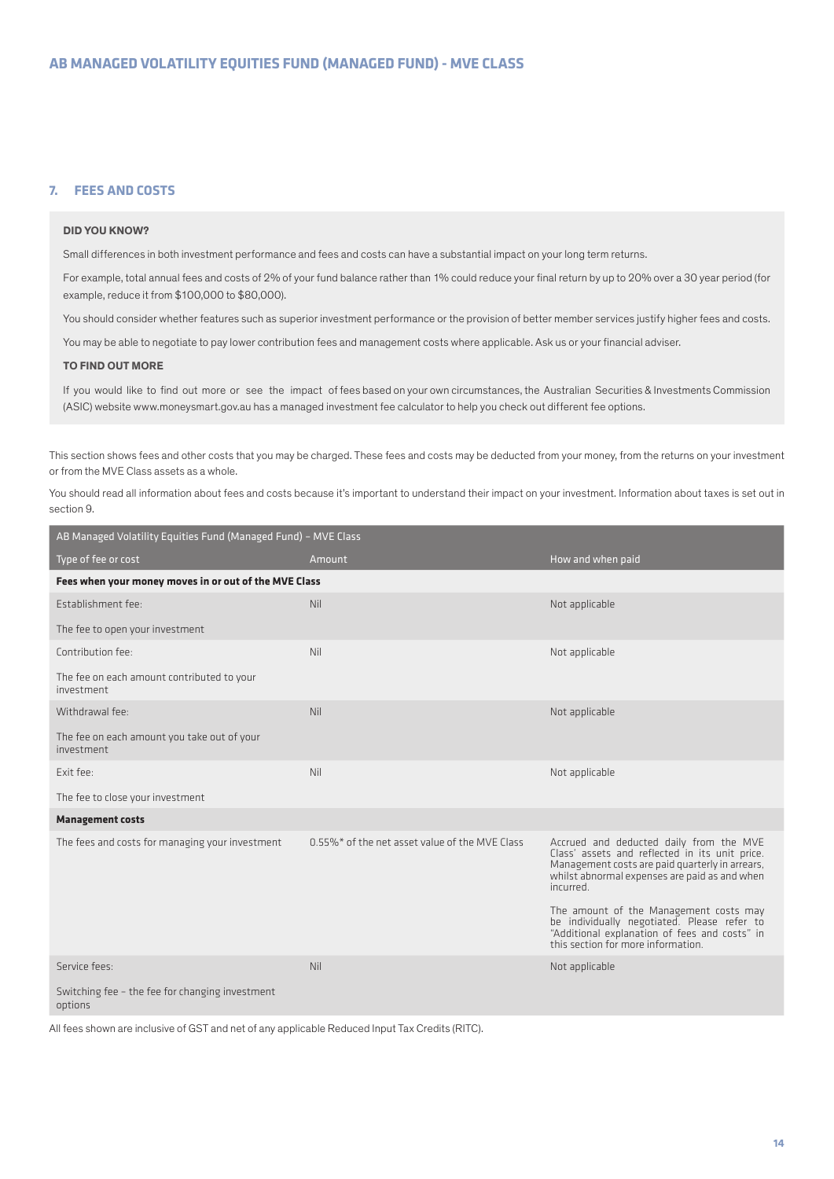## 7. FEES AND COSTS

**DID YOU KNOW?**

Small differences in both investment performance and fees and costs can have a substantial impact on your long term returns.

For example, total annual fees and costs of 2% of your fund balance rather than 1% could reduce your final return by up to 20% over a 30 year period (for example, reduce it from $100,000 to $80,000).

You should consider whether features such as superior investment performance or the provision of better member services justify higher fees and costs.

You may be able to negotiate to pay lower contribution fees and management costs where applicable. Ask us or your financial adviser.

**TO FIND OUT MORE**

If you would like to find out more or see the impact of fees based on your own circumstances, the Australian Securities & Investments Commission (ASIC) website www.moneysmart.gov.au has a managed investment fee calculator to help you check out different fee options.

This section shows fees and other costs that you may be charged. These fees and costs may be deducted from your money, from the returns on your investment or from the MVE Class assets as a whole.

You should read all information about fees and costs because it's important to understand their impact on your investment. Information about taxes is set out in section 9.

| AB Managed Volatility Equities Fund (Managed Fund) – MVE Class | | |
|---|---|---|
| **Type of fee or cost** | **Amount** | **How and when paid** |
| **Fees when your money moves in or out of the MVE Class** | | |
| Establishment fee:<br><br>The fee to open your investment | Nil | Not applicable |
| Contribution fee:<br><br>The fee on each amount contributed to your investment | Nil | Not applicable |
| Withdrawal fee:<br><br>The fee on each amount you take out of your investment | Nil | Not applicable |
| Exit fee:<br><br>The fee to close your investment | Nil | Not applicable |
| **Management costs** | | |
| The fees and costs for managing your investment | 0.55%* of the net asset value of the MVE Class | Accrued and deducted daily from the MVE Class' assets and reflected in its unit price. Management costs are paid quarterly in arrears, whilst abnormal expenses are paid as and when incurred.<br><br>The amount of the Management costs may be individually negotiated. Please refer to "Additional explanation of fees and costs" in this section for more information. |
| Service fees:<br><br>Switching fee – the fee for changing investment options | Nil | Not applicable |

All fees shown are inclusive of GST and net of any applicable Reduced Input Tax Credits (RITC).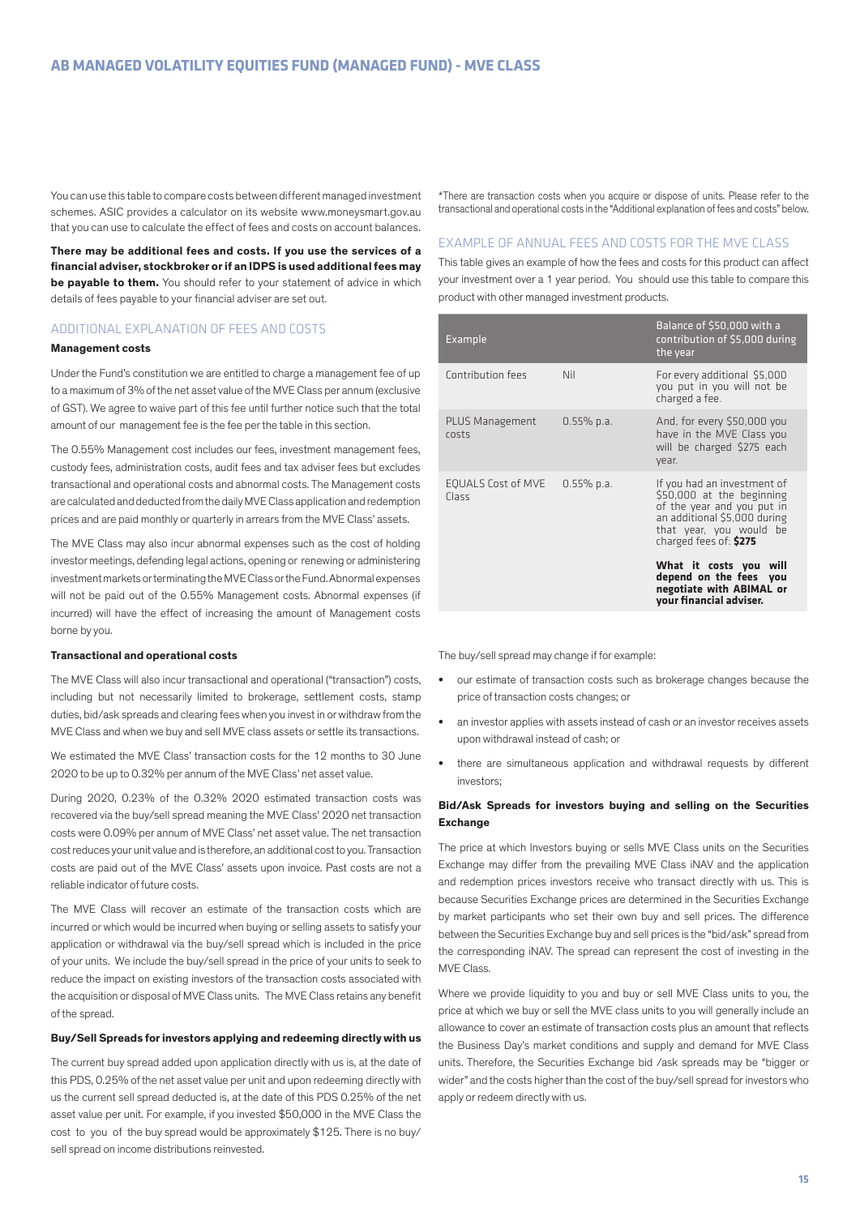You can use this table to compare costs between different managed investment schemes. ASIC provides a calculator on its website www.moneysmart.gov.au that you can use to calculate the effect of fees and costs on account balances.

**There may be additional fees and costs. If you use the services of a financial adviser, stockbroker or if an IDPS is used additional fees may be payable to them.** You should refer to your statement of advice in which details of fees payable to your financial adviser are set out.

## ADDITIONAL EXPLANATION OF FEES AND COSTS

### Management costs

Under the Fund's constitution we are entitled to charge a management fee of up to a maximum of 3% of the net asset value of the MVE Class per annum (exclusive of GST). We agree to waive part of this fee until further notice such that the total amount of our management fee is the fee per the table in this section.

The 0.55% Management cost includes our fees, investment management fees, custody fees, administration costs, audit fees and tax adviser fees but excludes transactional and operational costs and abnormal costs. The Management costs are calculated and deducted from the daily MVE Class application and redemption prices and are paid monthly or quarterly in arrears from the MVE Class' assets.

The MVE Class may also incur abnormal expenses such as the cost of holding investor meetings, defending legal actions, opening or renewing or administering investment markets or terminating the MVE Class or the Fund. Abnormal expenses will not be paid out of the 0.55% Management costs. Abnormal expenses (if incurred) will have the effect of increasing the amount of Management costs borne by you.

### Transactional and operational costs

The MVE Class will also incur transactional and operational ("transaction") costs, including but not necessarily limited to brokerage, settlement costs, stamp duties, bid/ask spreads and clearing fees when you invest in or withdraw from the MVE Class and when we buy and sell MVE class assets or settle its transactions.

We estimated the MVE Class' transaction costs for the 12 months to 30 June 2020 to be up to 0.32% per annum of the MVE Class' net asset value.

During 2020, 0.23% of the 0.32% 2020 estimated transaction costs was recovered via the buy/sell spread meaning the MVE Class' 2020 net transaction costs were 0.09% per annum of MVE Class' net asset value. The net transaction cost reduces your unit value and is therefore, an additional cost to you. Transaction costs are paid out of the MVE Class' assets upon invoice. Past costs are not a reliable indicator of future costs.

The MVE Class will recover an estimate of the transaction costs which are incurred or which would be incurred when buying or selling assets to satisfy your application or withdrawal via the buy/sell spread which is included in the price of your units. We include the buy/sell spread in the price of your units to seek to reduce the impact on existing investors of the transaction costs associated with the acquisition or disposal of MVE Class units. The MVE Class retains any benefit of the spread.

### Buy/Sell Spreads for investors applying and redeeming directly with us

The current buy spread added upon application directly with us is, at the date of this PDS, 0.25% of the net asset value per unit and upon redeeming directly with us the current sell spread deducted is, at the date of this PDS 0.25% of the net asset value per unit. For example, if you invested $50,000 in the MVE Class the cost to you of the buy spread would be approximately $125. There is no buy/sell spread on income distributions reinvested.

*There are transaction costs when you acquire or dispose of units. Please refer to the transactional and operational costs in the "Additional explanation of fees and costs" below.

## EXAMPLE OF ANNUAL FEES AND COSTS FOR THE MVE CLASS

This table gives an example of how the fees and costs for this product can affect your investment over a 1 year period. You should use this table to compare this product with other managed investment products.

| Example | | Balance of $50,000 with a contribution of $5,000 during the year |
|---|---|---|
| Contribution fees | Nil | For every additional $5,000 you put in you will not be charged a fee. |
| PLUS Management costs | 0.55% p.a. | And, for every $50,000 you have in the MVE Class you will be charged $275 each year. |
| EQUALS Cost of MVE Class | 0.55% p.a. | If you had an investment of $50,000 at the beginning of the year and you put in an additional $5,000 during that year, you would be charged fees of: **$275**<br><br>**What it costs you will depend on the fees you negotiate with ABIMAL or your financial adviser.** |

The buy/sell spread may change if for example:

- our estimate of transaction costs such as brokerage changes because the price of transaction costs changes; or
- an investor applies with assets instead of cash or an investor receives assets upon withdrawal instead of cash; or
- there are simultaneous application and withdrawal requests by different investors;

### Bid/Ask Spreads for investors buying and selling on the Securities Exchange

The price at which Investors buying or sells MVE Class units on the Securities Exchange may differ from the prevailing MVE Class iNAV and the application and redemption prices investors receive who transact directly with us. This is because Securities Exchange prices are determined in the Securities Exchange by market participants who set their own buy and sell prices. The difference between the Securities Exchange buy and sell prices is the "bid/ask" spread from the corresponding iNAV. The spread can represent the cost of investing in the MVE Class.

Where we provide liquidity to you and buy or sell MVE Class units to you, the price at which we buy or sell the MVE class units to you will generally include an allowance to cover an estimate of transaction costs plus an amount that reflects the Business Day's market conditions and supply and demand for MVE Class units. Therefore, the Securities Exchange bid /ask spreads may be "bigger or wider" and the costs higher than the cost of the buy/sell spread for investors who apply or redeem directly with us.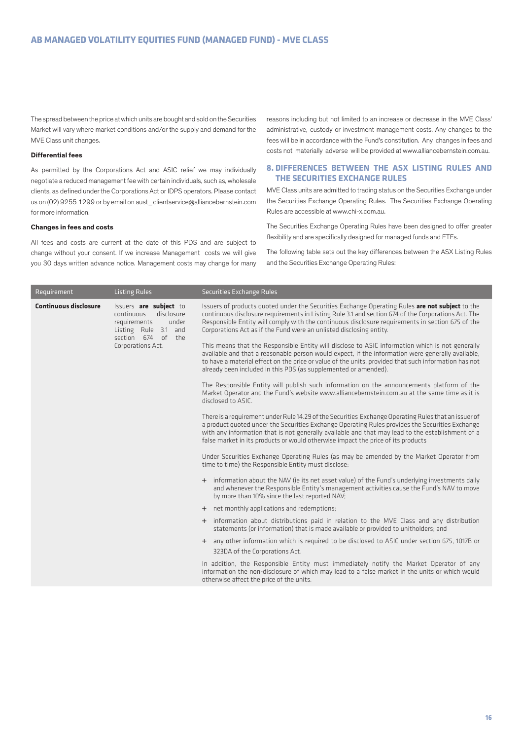The spread between the price at which units are bought and sold on the Securities Market will vary where market conditions and/or the supply and demand for the MVE Class unit changes.

### Differential fees

As permitted by the Corporations Act and ASIC relief we may individually negotiate a reduced management fee with certain individuals, such as, wholesale clients, as defined under the Corporations Act or IDPS operators. Please contact us on (02) 9255 1299 or by email on aust_clientservice@alliancebernstein.com for more information.

### Changes in fees and costs

All fees and costs are current at the date of this PDS and are subject to change without your consent. If we increase Management costs we will give you 30 days written advance notice. Management costs may change for many reasons including but not limited to an increase or decrease in the MVE Class' administrative, custody or investment management costs. Any changes to the fees will be in accordance with the Fund's constitution. Any changes in fees and costs not materially adverse will be provided at www.alliancebernstein.com.au.

## 8. DIFFERENCES BETWEEN THE ASX LISTING RULES AND THE SECURITIES EXCHANGE RULES

MVE Class units are admitted to trading status on the Securities Exchange under the Securities Exchange Operating Rules. The Securities Exchange Operating Rules are accessible at www.chi-x.com.au.

The Securities Exchange Operating Rules have been designed to offer greater flexibility and are specifically designed for managed funds and ETFs.

The following table sets out the key differences between the ASX Listing Rules and the Securities Exchange Operating Rules:

| Requirement | Listing Rules | Securities Exchange Rules |
|---|---|---|
| **Continuous disclosure** | Issuers **are subject** to continuous disclosure requirements under Listing Rule 3.1 and section 674 of the Corporations Act. | Issuers of products quoted under the Securities Exchange Operating Rules **are not subject** to the continuous disclosure requirements in Listing Rule 3.1 and section 674 of the Corporations Act. The Responsible Entity will comply with the continuous disclosure requirements in section 675 of the Corporations Act as if the Fund were an unlisted disclosing entity.<br><br>This means that the Responsible Entity will disclose to ASIC information which is not generally available and that a reasonable person would expect, if the information were generally available, to have a material effect on the price or value of the units, provided that such information has not already been included in this PDS (as supplemented or amended).<br><br>The Responsible Entity will publish such information on the announcements platform of the Market Operator and the Fund's website www.alliancebernstein.com.au at the same time as it is disclosed to ASIC.<br><br>There is a requirement under Rule 14.29 of the Securities Exchange Operating Rules that an issuer of a product quoted under the Securities Exchange Operating Rules provides the Securities Exchange with any information that is not generally available and that may lead to the establishment of a false market in its products or would otherwise impact the price of its products<br><br>Under Securities Exchange Operating Rules (as may be amended by the Market Operator from time to time) the Responsible Entity must disclose:<br><br>+ information about the NAV (ie its net asset value) of the Fund's underlying investments daily and whenever the Responsible Entity's management activities cause the Fund's NAV to move by more than 10% since the last reported NAV;<br>+ net monthly applications and redemptions;<br>+ information about distributions paid in relation to the MVE Class and any distribution statements (or information) that is made available or provided to unitholders; and<br>+ any other information which is required to be disclosed to ASIC under section 675, 1017B or 323DA of the Corporations Act.<br><br>In addition, the Responsible Entity must immediately notify the Market Operator of any information the non-disclosure of which may lead to a false market in the units or which would otherwise affect the price of the units. |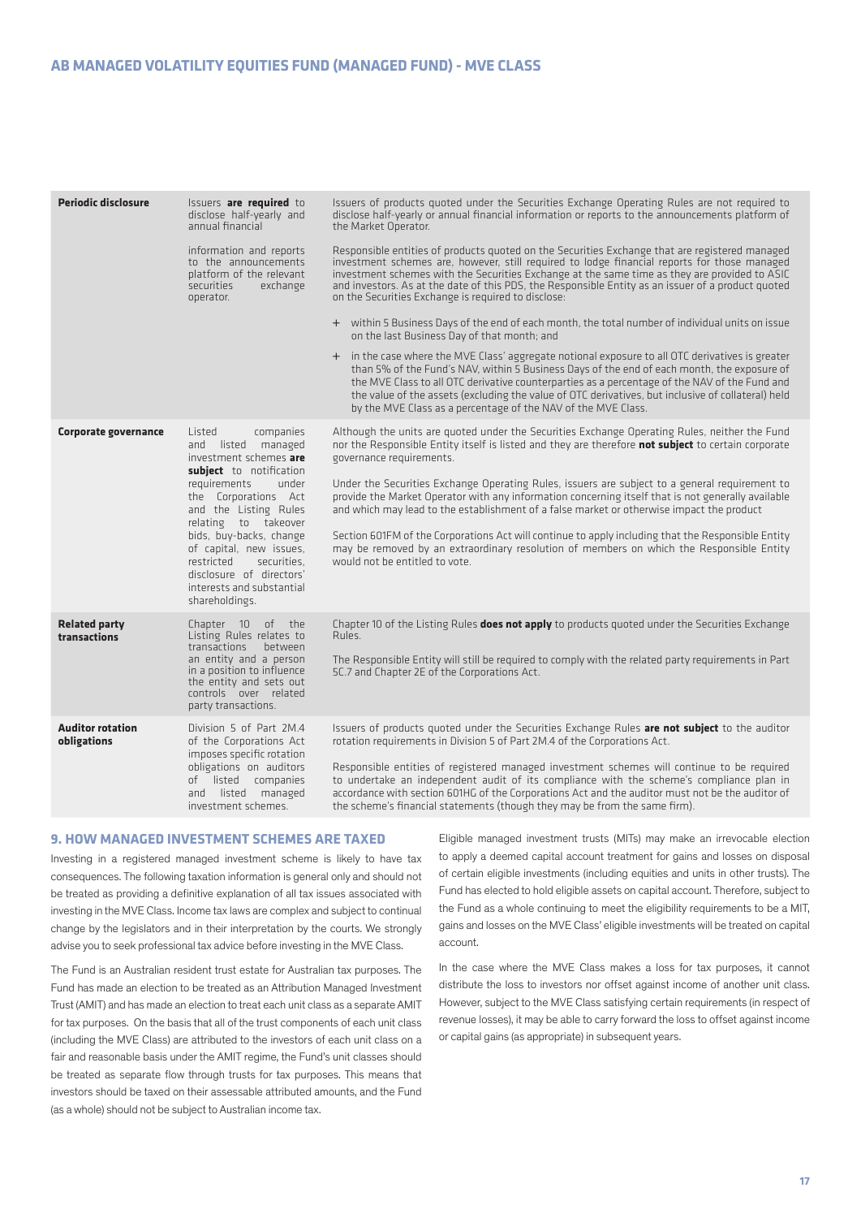| | | |
|---|---|---|
| **Periodic disclosure** | Issuers **are required** to disclose half-yearly and annual financial information and reports to the announcements platform of the relevant securities exchange operator. | Issuers of products quoted under the Securities Exchange Operating Rules are not required to disclose half-yearly or annual financial information or reports to the announcements platform of the Market Operator.<br><br>Responsible entities of products quoted on the Securities Exchange that are registered managed investment schemes are, however, still required to lodge financial reports for those managed investment schemes with the Securities Exchange at the same time as they are provided to ASIC and investors. As at the date of this PDS, the Responsible Entity as an issuer of a product quoted on the Securities Exchange is required to disclose:<br><br>+ within 5 Business Days of the end of each month, the total number of individual units on issue on the last Business Day of that month; and<br><br>+ in the case where the MVE Class' aggregate notional exposure to all OTC derivatives is greater than 5% of the Fund's NAV, within 5 Business Days of the end of each month, the exposure of the MVE Class to all OTC derivative counterparties as a percentage of the NAV of the Fund and the value of the assets (excluding the value of OTC derivatives, but inclusive of collateral) held by the MVE Class as a percentage of the NAV of the MVE Class. |
| **Corporate governance** | Listed companies and listed managed investment schemes **are subject** to notification requirements under the Corporations Act and the Listing Rules relating to takeover bids, buy-backs, change of capital, new issues, restricted securities, disclosure of directors' interests and substantial shareholdings. | Although the units are quoted under the Securities Exchange Operating Rules, neither the Fund nor the Responsible Entity itself is listed and they are therefore **not subject** to certain corporate governance requirements.<br><br>Under the Securities Exchange Operating Rules, issuers are subject to a general requirement to provide the Market Operator with any information concerning itself that is not generally available and which may lead to the establishment of a false market or otherwise impact the product<br><br>Section 601FM of the Corporations Act will continue to apply including that the Responsible Entity may be removed by an extraordinary resolution of members on which the Responsible Entity would not be entitled to vote. |
| **Related party transactions** | Chapter 10 of the Listing Rules relates to transactions between an entity and a person in a position to influence the entity and sets out controls over related party transactions. | Chapter 10 of the Listing Rules **does not apply** to products quoted under the Securities Exchange Rules.<br><br>The Responsible Entity will still be required to comply with the related party requirements in Part 5C.7 and Chapter 2E of the Corporations Act. |
| **Auditor rotation obligations** | Division 5 of Part 2M.4 of the Corporations Act imposes specific rotation obligations on auditors of listed companies and listed managed investment schemes. | Issuers of products quoted under the Securities Exchange Rules **are not subject** to the auditor rotation requirements in Division 5 of Part 2M.4 of the Corporations Act.<br><br>Responsible entities of registered managed investment schemes will continue to be required to undertake an independent audit of its compliance with the scheme's compliance plan in accordance with section 601HG of the Corporations Act and the auditor must not be the auditor of the scheme's financial statements (though they may be from the same firm). |

## 9. HOW MANAGED INVESTMENT SCHEMES ARE TAXED

Investing in a registered managed investment scheme is likely to have tax consequences. The following taxation information is general only and should not be treated as providing a definitive explanation of all tax issues associated with investing in the MVE Class. Income tax laws are complex and subject to continual change by the legislators and in their interpretation by the courts. We strongly advise you to seek professional tax advice before investing in the MVE Class.

The Fund is an Australian resident trust estate for Australian tax purposes. The Fund has made an election to be treated as an Attribution Managed Investment Trust (AMIT) and has made an election to treat each unit class as a separate AMIT for tax purposes. On the basis that all of the trust components of each unit class (including the MVE Class) are attributed to the investors of each unit class on a fair and reasonable basis under the AMIT regime, the Fund's unit classes should be treated as separate flow through trusts for tax purposes. This means that investors should be taxed on their assessable attributed amounts, and the Fund (as a whole) should not be subject to Australian income tax.

Eligible managed investment trusts (MITs) may make an irrevocable election to apply a deemed capital account treatment for gains and losses on disposal of certain eligible investments (including equities and units in other trusts). The Fund has elected to hold eligible assets on capital account. Therefore, subject to the Fund as a whole continuing to meet the eligibility requirements to be a MIT, gains and losses on the MVE Class' eligible investments will be treated on capital account.

In the case where the MVE Class makes a loss for tax purposes, it cannot distribute the loss to investors nor offset against income of another unit class. However, subject to the MVE Class satisfying certain requirements (in respect of revenue losses), it may be able to carry forward the loss to offset against income or capital gains (as appropriate) in subsequent years.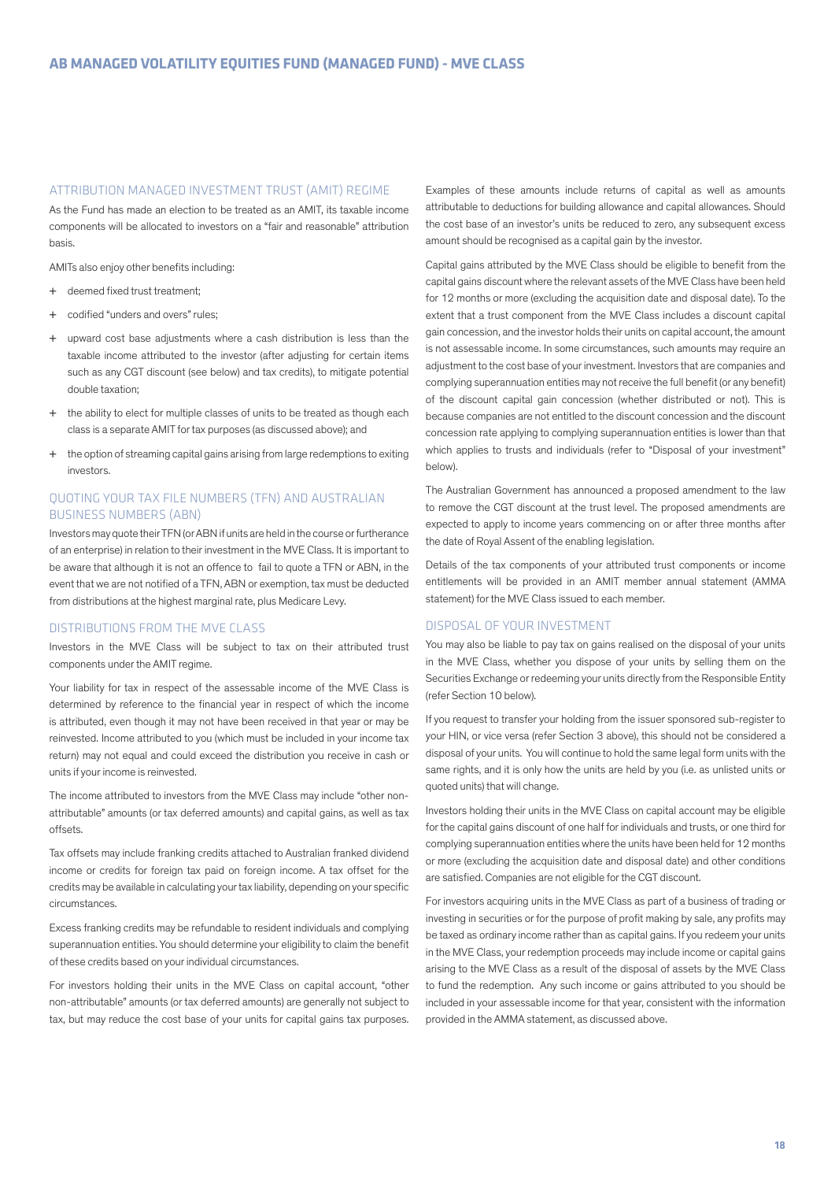## ATTRIBUTION MANAGED INVESTMENT TRUST (AMIT) REGIME

As the Fund has made an election to be treated as an AMIT, its taxable income components will be allocated to investors on a "fair and reasonable" attribution basis.

AMITs also enjoy other benefits including:

+ deemed fixed trust treatment;
+ codified "unders and overs" rules;
+ upward cost base adjustments where a cash distribution is less than the taxable income attributed to the investor (after adjusting for certain items such as any CGT discount (see below) and tax credits), to mitigate potential double taxation;
+ the ability to elect for multiple classes of units to be treated as though each class is a separate AMIT for tax purposes (as discussed above); and
+ the option of streaming capital gains arising from large redemptions to exiting investors.

## QUOTING YOUR TAX FILE NUMBERS (TFN) AND AUSTRALIAN BUSINESS NUMBERS (ABN)

Investors may quote their TFN (or ABN if units are held in the course or furtherance of an enterprise) in relation to their investment in the MVE Class. It is important to be aware that although it is not an offence to fail to quote a TFN or ABN, in the event that we are not notified of a TFN, ABN or exemption, tax must be deducted from distributions at the highest marginal rate, plus Medicare Levy.

## DISTRIBUTIONS FROM THE MVE CLASS

Investors in the MVE Class will be subject to tax on their attributed trust components under the AMIT regime.

Your liability for tax in respect of the assessable income of the MVE Class is determined by reference to the financial year in respect of which the income is attributed, even though it may not have been received in that year or may be reinvested. Income attributed to you (which must be included in your income tax return) may not equal and could exceed the distribution you receive in cash or units if your income is reinvested.

The income attributed to investors from the MVE Class may include "other non-attributable" amounts (or tax deferred amounts) and capital gains, as well as tax offsets.

Tax offsets may include franking credits attached to Australian franked dividend income or credits for foreign tax paid on foreign income. A tax offset for the credits may be available in calculating your tax liability, depending on your specific circumstances.

Excess franking credits may be refundable to resident individuals and complying superannuation entities. You should determine your eligibility to claim the benefit of these credits based on your individual circumstances.

For investors holding their units in the MVE Class on capital account, "other non-attributable" amounts (or tax deferred amounts) are generally not subject to tax, but may reduce the cost base of your units for capital gains tax purposes. Examples of these amounts include returns of capital as well as amounts attributable to deductions for building allowance and capital allowances. Should the cost base of an investor's units be reduced to zero, any subsequent excess amount should be recognised as a capital gain by the investor.

Capital gains attributed by the MVE Class should be eligible to benefit from the capital gains discount where the relevant assets of the MVE Class have been held for 12 months or more (excluding the acquisition date and disposal date). To the extent that a trust component from the MVE Class includes a discount capital gain concession, and the investor holds their units on capital account, the amount is not assessable income. In some circumstances, such amounts may require an adjustment to the cost base of your investment. Investors that are companies and complying superannuation entities may not receive the full benefit (or any benefit) of the discount capital gain concession (whether distributed or not). This is because companies are not entitled to the discount concession and the discount concession rate applying to complying superannuation entities is lower than that which applies to trusts and individuals (refer to "Disposal of your investment" below).

The Australian Government has announced a proposed amendment to the law to remove the CGT discount at the trust level. The proposed amendments are expected to apply to income years commencing on or after three months after the date of Royal Assent of the enabling legislation.

Details of the tax components of your attributed trust components or income entitlements will be provided in an AMIT member annual statement (AMMA statement) for the MVE Class issued to each member.

## DISPOSAL OF YOUR INVESTMENT

You may also be liable to pay tax on gains realised on the disposal of your units in the MVE Class, whether you dispose of your units by selling them on the Securities Exchange or redeeming your units directly from the Responsible Entity (refer Section 10 below).

If you request to transfer your holding from the issuer sponsored sub-register to your HIN, or vice versa (refer Section 3 above), this should not be considered a disposal of your units. You will continue to hold the same legal form units with the same rights, and it is only how the units are held by you (i.e. as unlisted units or quoted units) that will change.

Investors holding their units in the MVE Class on capital account may be eligible for the capital gains discount of one half for individuals and trusts, or one third for complying superannuation entities where the units have been held for 12 months or more (excluding the acquisition date and disposal date) and other conditions are satisfied. Companies are not eligible for the CGT discount.

For investors acquiring units in the MVE Class as part of a business of trading or investing in securities or for the purpose of profit making by sale, any profits may be taxed as ordinary income rather than as capital gains. If you redeem your units in the MVE Class, your redemption proceeds may include income or capital gains arising to the MVE Class as a result of the disposal of assets by the MVE Class to fund the redemption. Any such income or gains attributed to you should be included in your assessable income for that year, consistent with the information provided in the AMMA statement, as discussed above.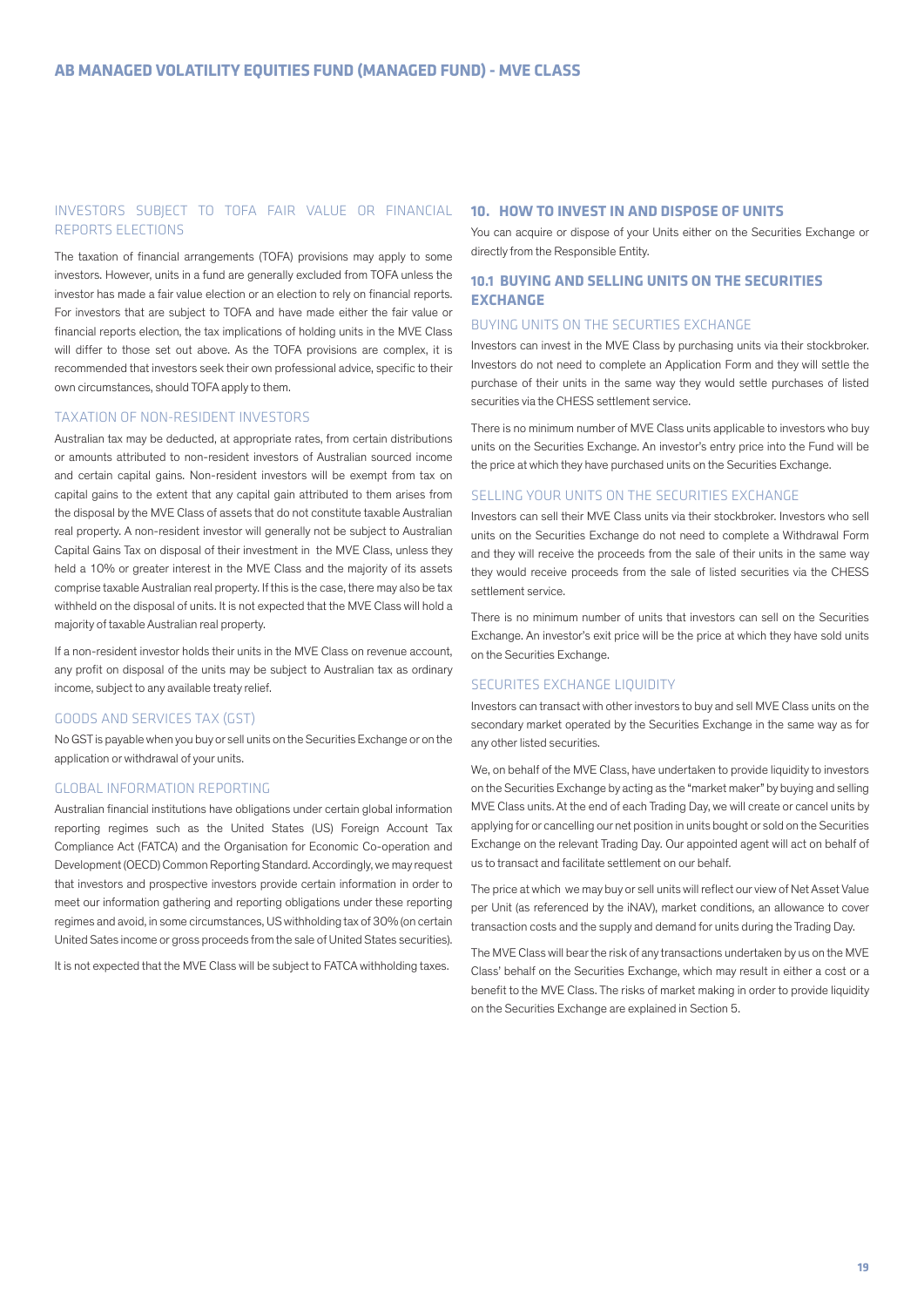### INVESTORS SUBJECT TO TOFA FAIR VALUE OR FINANCIAL REPORTS ELECTIONS

The taxation of financial arrangements (TOFA) provisions may apply to some investors. However, units in a fund are generally excluded from TOFA unless the investor has made a fair value election or an election to rely on financial reports. For investors that are subject to TOFA and have made either the fair value or financial reports election, the tax implications of holding units in the MVE Class will differ to those set out above. As the TOFA provisions are complex, it is recommended that investors seek their own professional advice, specific to their own circumstances, should TOFA apply to them.

### TAXATION OF NON-RESIDENT INVESTORS

Australian tax may be deducted, at appropriate rates, from certain distributions or amounts attributed to non-resident investors of Australian sourced income and certain capital gains. Non-resident investors will be exempt from tax on capital gains to the extent that any capital gain attributed to them arises from the disposal by the MVE Class of assets that do not constitute taxable Australian real property. A non-resident investor will generally not be subject to Australian Capital Gains Tax on disposal of their investment in the MVE Class, unless they held a 10% or greater interest in the MVE Class and the majority of its assets comprise taxable Australian real property. If this is the case, there may also be tax withheld on the disposal of units. It is not expected that the MVE Class will hold a majority of taxable Australian real property.

If a non-resident investor holds their units in the MVE Class on revenue account, any profit on disposal of the units may be subject to Australian tax as ordinary income, subject to any available treaty relief.

### GOODS AND SERVICES TAX (GST)

No GST is payable when you buy or sell units on the Securities Exchange or on the application or withdrawal of your units.

### GLOBAL INFORMATION REPORTING

Australian financial institutions have obligations under certain global information reporting regimes such as the United States (US) Foreign Account Tax Compliance Act (FATCA) and the Organisation for Economic Co-operation and Development (OECD) Common Reporting Standard. Accordingly, we may request that investors and prospective investors provide certain information in order to meet our information gathering and reporting obligations under these reporting regimes and avoid, in some circumstances, US withholding tax of 30% (on certain United Sates income or gross proceeds from the sale of United States securities).

It is not expected that the MVE Class will be subject to FATCA withholding taxes.

## 10. HOW TO INVEST IN AND DISPOSE OF UNITS

You can acquire or dispose of your Units either on the Securities Exchange or directly from the Responsible Entity.

## 10.1 BUYING AND SELLING UNITS ON THE SECURITIES EXCHANGE

### BUYING UNITS ON THE SECURTIES EXCHANGE

Investors can invest in the MVE Class by purchasing units via their stockbroker. Investors do not need to complete an Application Form and they will settle the purchase of their units in the same way they would settle purchases of listed securities via the CHESS settlement service.

There is no minimum number of MVE Class units applicable to investors who buy units on the Securities Exchange. An investor's entry price into the Fund will be the price at which they have purchased units on the Securities Exchange.

### SELLING YOUR UNITS ON THE SECURITIES EXCHANGE

Investors can sell their MVE Class units via their stockbroker. Investors who sell units on the Securities Exchange do not need to complete a Withdrawal Form and they will receive the proceeds from the sale of their units in the same way they would receive proceeds from the sale of listed securities via the CHESS settlement service.

There is no minimum number of units that investors can sell on the Securities Exchange. An investor's exit price will be the price at which they have sold units on the Securities Exchange.

### SECURITES EXCHANGE LIQUIDITY

Investors can transact with other investors to buy and sell MVE Class units on the secondary market operated by the Securities Exchange in the same way as for any other listed securities.

We, on behalf of the MVE Class, have undertaken to provide liquidity to investors on the Securities Exchange by acting as the "market maker" by buying and selling MVE Class units. At the end of each Trading Day, we will create or cancel units by applying for or cancelling our net position in units bought or sold on the Securities Exchange on the relevant Trading Day. Our appointed agent will act on behalf of us to transact and facilitate settlement on our behalf.

The price at which we may buy or sell units will reflect our view of Net Asset Value per Unit (as referenced by the iNAV), market conditions, an allowance to cover transaction costs and the supply and demand for units during the Trading Day.

The MVE Class will bear the risk of any transactions undertaken by us on the MVE Class' behalf on the Securities Exchange, which may result in either a cost or a benefit to the MVE Class. The risks of market making in order to provide liquidity on the Securities Exchange are explained in Section 5.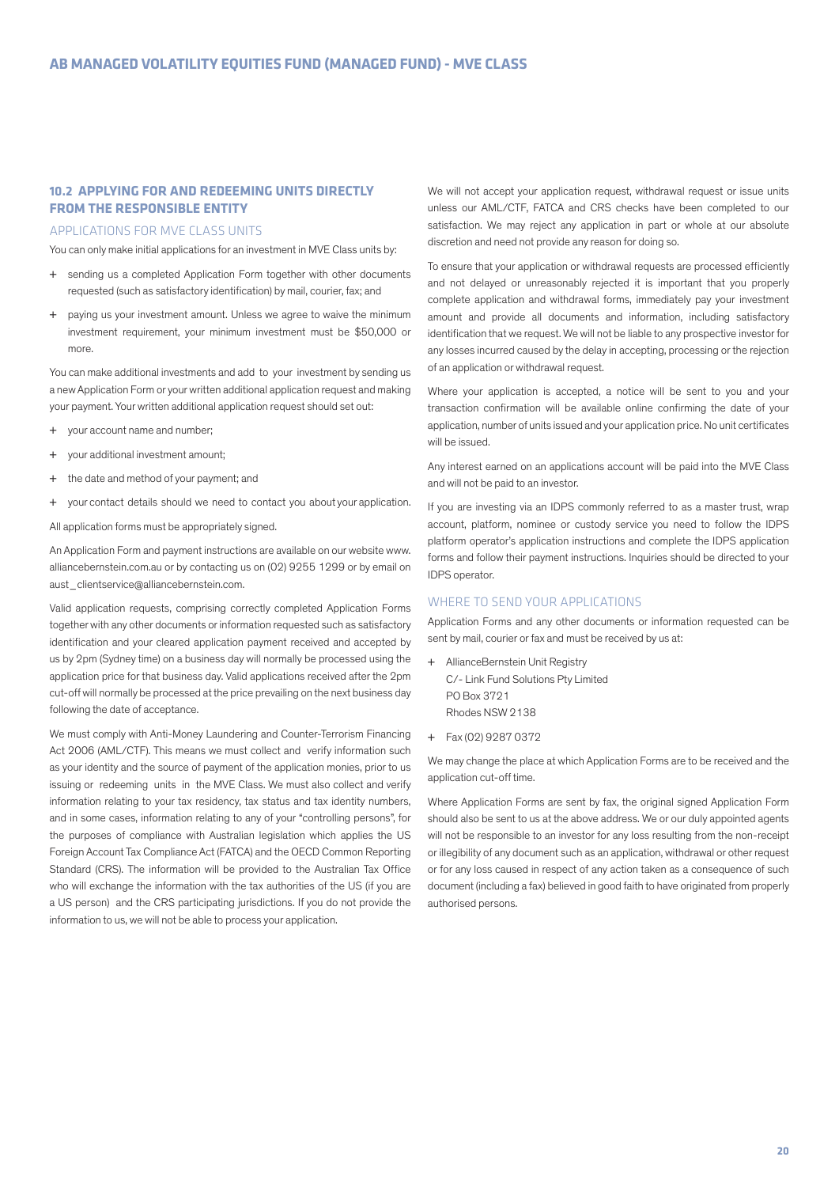## 10.2 APPLYING FOR AND REDEEMING UNITS DIRECTLY FROM THE RESPONSIBLE ENTITY

### APPLICATIONS FOR MVE CLASS UNITS

You can only make initial applications for an investment in MVE Class units by:

+ sending us a completed Application Form together with other documents requested (such as satisfactory identification) by mail, courier, fax; and
+ paying us your investment amount. Unless we agree to waive the minimum investment requirement, your minimum investment must be $50,000 or more.

You can make additional investments and add to your investment by sending us a new Application Form or your written additional application request and making your payment. Your written additional application request should set out:

+ your account name and number;
+ your additional investment amount;
+ the date and method of your payment; and
+ your contact details should we need to contact you about your application.

All application forms must be appropriately signed.

An Application Form and payment instructions are available on our website www.alliancebernstein.com.au or by contacting us on (02) 9255 1299 or by email on aust_clientservice@alliancebernstein.com.

Valid application requests, comprising correctly completed Application Forms together with any other documents or information requested such as satisfactory identification and your cleared application payment received and accepted by us by 2pm (Sydney time) on a business day will normally be processed using the application price for that business day. Valid applications received after the 2pm cut-off will normally be processed at the price prevailing on the next business day following the date of acceptance.

We must comply with Anti-Money Laundering and Counter-Terrorism Financing Act 2006 (AML/CTF). This means we must collect and verify information such as your identity and the source of payment of the application monies, prior to us issuing or redeeming units in the MVE Class. We must also collect and verify information relating to your tax residency, tax status and tax identity numbers, and in some cases, information relating to any of your "controlling persons", for the purposes of compliance with Australian legislation which applies the US Foreign Account Tax Compliance Act (FATCA) and the OECD Common Reporting Standard (CRS). The information will be provided to the Australian Tax Office who will exchange the information with the tax authorities of the US (if you are a US person) and the CRS participating jurisdictions. If you do not provide the information to us, we will not be able to process your application.

We will not accept your application request, withdrawal request or issue units unless our AML/CTF, FATCA and CRS checks have been completed to our satisfaction. We may reject any application in part or whole at our absolute discretion and need not provide any reason for doing so.

To ensure that your application or withdrawal requests are processed efficiently and not delayed or unreasonably rejected it is important that you properly complete application and withdrawal forms, immediately pay your investment amount and provide all documents and information, including satisfactory identification that we request. We will not be liable to any prospective investor for any losses incurred caused by the delay in accepting, processing or the rejection of an application or withdrawal request.

Where your application is accepted, a notice will be sent to you and your transaction confirmation will be available online confirming the date of your application, number of units issued and your application price. No unit certificates will be issued.

Any interest earned on an applications account will be paid into the MVE Class and will not be paid to an investor.

If you are investing via an IDPS commonly referred to as a master trust, wrap account, platform, nominee or custody service you need to follow the IDPS platform operator's application instructions and complete the IDPS application forms and follow their payment instructions. Inquiries should be directed to your IDPS operator.

### WHERE TO SEND YOUR APPLICATIONS

Application Forms and any other documents or information requested can be sent by mail, courier or fax and must be received by us at:

+ AllianceBernstein Unit Registry
  C/- Link Fund Solutions Pty Limited
  PO Box 3721
  Rhodes NSW 2138
+ Fax (02) 9287 0372

We may change the place at which Application Forms are to be received and the application cut-off time.

Where Application Forms are sent by fax, the original signed Application Form should also be sent to us at the above address. We or our duly appointed agents will not be responsible to an investor for any loss resulting from the non-receipt or illegibility of any document such as an application, withdrawal or other request or for any loss caused in respect of any action taken as a consequence of such document (including a fax) believed in good faith to have originated from properly authorised persons.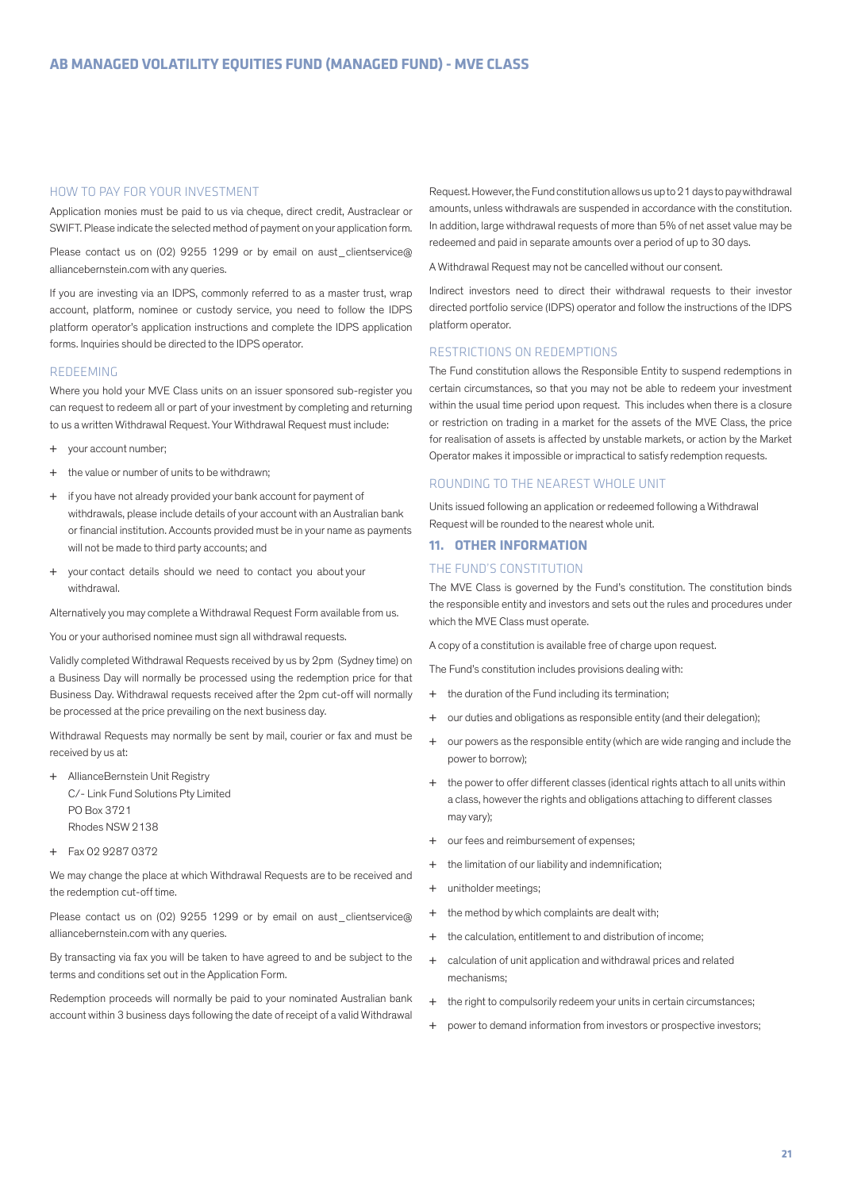### HOW TO PAY FOR YOUR INVESTMENT

Application monies must be paid to us via cheque, direct credit, Austraclear or SWIFT. Please indicate the selected method of payment on your application form.

Please contact us on (02) 9255 1299 or by email on aust_clientservice@alliancebernstein.com with any queries.

If you are investing via an IDPS, commonly referred to as a master trust, wrap account, platform, nominee or custody service, you need to follow the IDPS platform operator's application instructions and complete the IDPS application forms. Inquiries should be directed to the IDPS operator.

### REDEEMING

Where you hold your MVE Class units on an issuer sponsored sub-register you can request to redeem all or part of your investment by completing and returning to us a written Withdrawal Request. Your Withdrawal Request must include:

+ your account number;
+ the value or number of units to be withdrawn;
+ if you have not already provided your bank account for payment of withdrawals, please include details of your account with an Australian bank or financial institution. Accounts provided must be in your name as payments will not be made to third party accounts; and
+ your contact details should we need to contact you about your withdrawal.

Alternatively you may complete a Withdrawal Request Form available from us.

You or your authorised nominee must sign all withdrawal requests.

Validly completed Withdrawal Requests received by us by 2pm (Sydney time) on a Business Day will normally be processed using the redemption price for that Business Day. Withdrawal requests received after the 2pm cut-off will normally be processed at the price prevailing on the next business day.

Withdrawal Requests may normally be sent by mail, courier or fax and must be received by us at:

+ AllianceBernstein Unit Registry
  C/- Link Fund Solutions Pty Limited
  PO Box 3721
  Rhodes NSW 2138
+ Fax 02 9287 0372

We may change the place at which Withdrawal Requests are to be received and the redemption cut-off time.

Please contact us on (02) 9255 1299 or by email on aust_clientservice@alliancebernstein.com with any queries.

By transacting via fax you will be taken to have agreed to and be subject to the terms and conditions set out in the Application Form.

Redemption proceeds will normally be paid to your nominated Australian bank account within 3 business days following the date of receipt of a valid Withdrawal Request. However, the Fund constitution allows us up to 21 days to pay withdrawal amounts, unless withdrawals are suspended in accordance with the constitution. In addition, large withdrawal requests of more than 5% of net asset value may be redeemed and paid in separate amounts over a period of up to 30 days.

A Withdrawal Request may not be cancelled without our consent.

Indirect investors need to direct their withdrawal requests to their investor directed portfolio service (IDPS) operator and follow the instructions of the IDPS platform operator.

### RESTRICTIONS ON REDEMPTIONS

The Fund constitution allows the Responsible Entity to suspend redemptions in certain circumstances, so that you may not be able to redeem your investment within the usual time period upon request. This includes when there is a closure or restriction on trading in a market for the assets of the MVE Class, the price for realisation of assets is affected by unstable markets, or action by the Market Operator makes it impossible or impractical to satisfy redemption requests.

### ROUNDING TO THE NEAREST WHOLE UNIT

Units issued following an application or redeemed following a Withdrawal Request will be rounded to the nearest whole unit.

## 11. OTHER INFORMATION

### THE FUND'S CONSTITUTION

The MVE Class is governed by the Fund's constitution. The constitution binds the responsible entity and investors and sets out the rules and procedures under which the MVE Class must operate.

A copy of a constitution is available free of charge upon request.

The Fund's constitution includes provisions dealing with:

+ the duration of the Fund including its termination;
+ our duties and obligations as responsible entity (and their delegation);
+ our powers as the responsible entity (which are wide ranging and include the power to borrow);
+ the power to offer different classes (identical rights attach to all units within a class, however the rights and obligations attaching to different classes may vary);
+ our fees and reimbursement of expenses;
+ the limitation of our liability and indemnification;
+ unitholder meetings;
+ the method by which complaints are dealt with;
+ the calculation, entitlement to and distribution of income;
+ calculation of unit application and withdrawal prices and related mechanisms;
+ the right to compulsorily redeem your units in certain circumstances;
+ power to demand information from investors or prospective investors;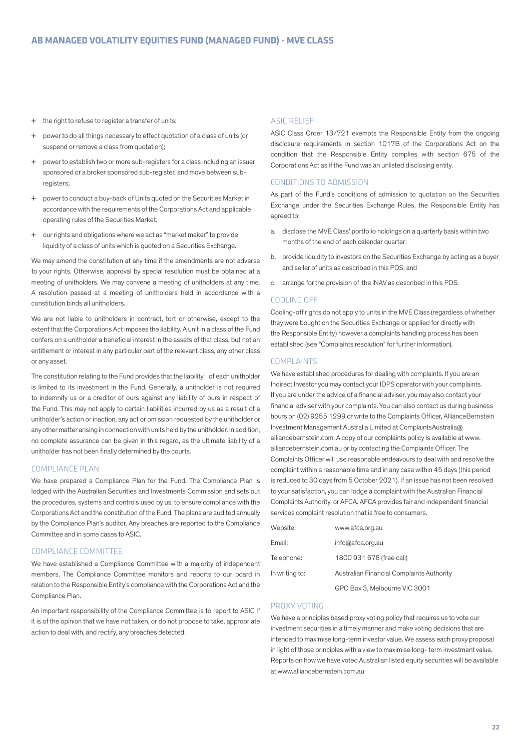- the right to refuse to register a transfer of units;
- power to do all things necessary to effect quotation of a class of units (or suspend or remove a class from quotation);
- power to establish two or more sub-registers for a class including an issuer sponsored or a broker sponsored sub-register, and move between sub-registers;
- power to conduct a buy-back of Units quoted on the Securities Market in accordance with the requirements of the Corporations Act and applicable operating rules of the Securities Market.
- our rights and obligations where we act as "market maker" to provide liquidity of a class of units which is quoted on a Securities Exchange.

We may amend the constitution at any time if the amendments are not adverse to your rights. Otherwise, approval by special resolution must be obtained at a meeting of unitholders. We may convene a meeting of unitholders at any time. A resolution passed at a meeting of unitholders held in accordance with a constitution binds all unitholders.

We are not liable to unitholders in contract, tort or otherwise, except to the extent that the Corporations Act imposes the liability. A unit in a class of the Fund confers on a unitholder a beneficial interest in the assets of that class, but not an entitlement or interest in any particular part of the relevant class, any other class or any asset.

The constitution relating to the Fund provides that the liability of each unitholder is limited to its investment in the Fund. Generally, a unitholder is not required to indemnify us or a creditor of ours against any liability of ours in respect of the Fund. This may not apply to certain liabilities incurred by us as a result of a unitholder's action or inaction, any act or omission requested by the unitholder or any other matter arising in connection with units held by the unitholder. In addition, no complete assurance can be given in this regard, as the ultimate liability of a unitholder has not been finally determined by the courts.

## COMPLIANCE PLAN

We have prepared a Compliance Plan for the Fund. The Compliance Plan is lodged with the Australian Securities and Investments Commission and sets out the procedures, systems and controls used by us, to ensure compliance with the Corporations Act and the constitution of the Fund. The plans are audited annually by the Compliance Plan's auditor. Any breaches are reported to the Compliance Committee and in some cases to ASIC.

## COMPLIANCE COMMITTEE

We have established a Compliance Committee with a majority of independent members. The Compliance Committee monitors and reports to our board in relation to the Responsible Entity's compliance with the Corporations Act and the Compliance Plan.

An important responsibility of the Compliance Committee is to report to ASIC if it is of the opinion that we have not taken, or do not propose to take, appropriate action to deal with, and rectify, any breaches detected.

## ASIC RELIEF

ASIC Class Order 13/721 exempts the Responsible Entity from the ongoing disclosure requirements in section 1017B of the Corporations Act on the condition that the Responsible Entity complies with section 675 of the Corporations Act as if the Fund was an unlisted disclosing entity.

## CONDITIONS TO ADMISSION

As part of the Fund's conditions of admission to quotation on the Securities Exchange under the Securities Exchange Rules, the Responsible Entity has agreed to:

a. disclose the MVE Class' portfolio holdings on a quarterly basis within two months of the end of each calendar quarter;

b. provide liquidity to investors on the Securities Exchange by acting as a buyer and seller of units as described in this PDS; and

c. arrange for the provision of the iNAV as described in this PDS.

## COOLING OFF

Cooling-off rights do not apply to units in the MVE Class (regardless of whether they were bought on the Securities Exchange or applied for directly with the Responsible Entity) however a complaints handling process has been established (see "Complaints resolution" for further information).

## COMPLAINTS

We have established procedures for dealing with complaints. If you are an Indirect Investor you may contact your IDPS operator with your complaints. If you are under the advice of a financial adviser, you may also contact your financial adviser with your complaints. You can also contact us during business hours on (02) 9255 1299 or write to the Complaints Officer, AllianceBernstein Investment Management Australia Limited at ComplaintsAustralia@alliancebernstein.com. A copy of our complaints policy is available at www.alliancebernstein.com.au or by contacting the Complaints Officer. The Complaints Officer will use reasonable endeavours to deal with and resolve the complaint within a reasonable time and in any case within 45 days (this period is reduced to 30 days from 5 October 2021). If an issue has not been resolved to your satisfaction, you can lodge a complaint with the Australian Financial Complaints Authority, or AFCA. AFCA provides fair and independent financial services complaint resolution that is free to consumers.

| | |
|---|---|
| Website: | www.afca.org.au |
| Email: | info@afca.org.au |
| Telephone: | 1800 931 678 (free call) |
| In writing to: | Australian Financial Complaints Authority |
| | GPO Box 3, Melbourne VIC 3001 |

## PROXY VOTING

We have a principles based proxy voting policy that requires us to vote our investment securities in a timely manner and make voting decisions that are intended to maximise long-term investor value. We assess each proxy proposal in light of those principles with a view to maximise long- term investment value. Reports on how we have voted Australian listed equity securities will be available at www.alliancebernstein.com.au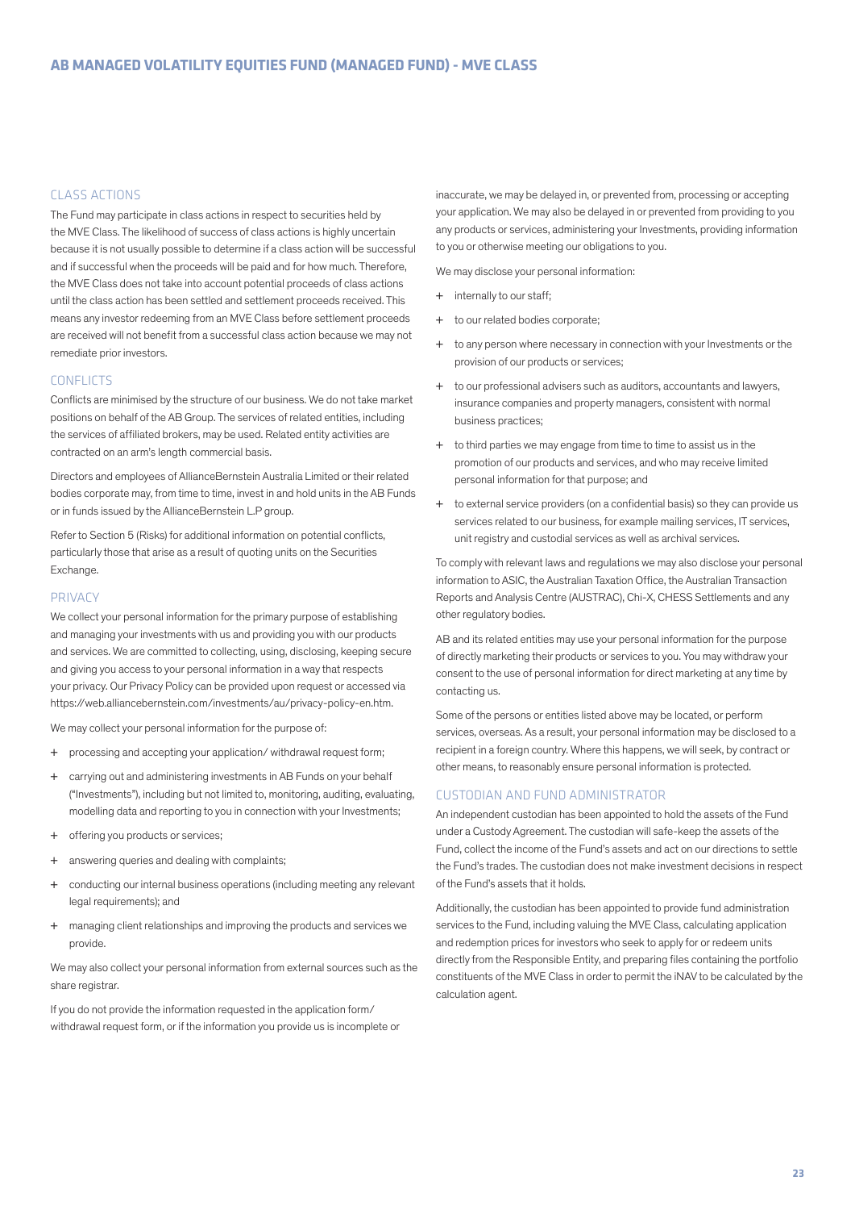## CLASS ACTIONS

The Fund may participate in class actions in respect to securities held by the MVE Class. The likelihood of success of class actions is highly uncertain because it is not usually possible to determine if a class action will be successful and if successful when the proceeds will be paid and for how much. Therefore, the MVE Class does not take into account potential proceeds of class actions until the class action has been settled and settlement proceeds received. This means any investor redeeming from an MVE Class before settlement proceeds are received will not benefit from a successful class action because we may not remediate prior investors.

## CONFLICTS

Conflicts are minimised by the structure of our business. We do not take market positions on behalf of the AB Group. The services of related entities, including the services of affiliated brokers, may be used. Related entity activities are contracted on an arm's length commercial basis.

Directors and employees of AllianceBernstein Australia Limited or their related bodies corporate may, from time to time, invest in and hold units in the AB Funds or in funds issued by the AllianceBernstein L.P group.

Refer to Section 5 (Risks) for additional information on potential conflicts, particularly those that arise as a result of quoting units on the Securities Exchange.

## PRIVACY

We collect your personal information for the primary purpose of establishing and managing your investments with us and providing you with our products and services. We are committed to collecting, using, disclosing, keeping secure and giving you access to your personal information in a way that respects your privacy. Our Privacy Policy can be provided upon request or accessed via https://web.alliancebernstein.com/investments/au/privacy-policy-en.htm.

We may collect your personal information for the purpose of:

+ processing and accepting your application/ withdrawal request form;
+ carrying out and administering investments in AB Funds on your behalf ("Investments"), including but not limited to, monitoring, auditing, evaluating, modelling data and reporting to you in connection with your Investments;
+ offering you products or services;
+ answering queries and dealing with complaints;
+ conducting our internal business operations (including meeting any relevant legal requirements); and
+ managing client relationships and improving the products and services we provide.

We may also collect your personal information from external sources such as the share registrar.

If you do not provide the information requested in the application form/ withdrawal request form, or if the information you provide us is incomplete or inaccurate, we may be delayed in, or prevented from, processing or accepting your application. We may also be delayed in or prevented from providing to you any products or services, administering your Investments, providing information to you or otherwise meeting our obligations to you.

We may disclose your personal information:

+ internally to our staff;
+ to our related bodies corporate;
+ to any person where necessary in connection with your Investments or the provision of our products or services;
+ to our professional advisers such as auditors, accountants and lawyers, insurance companies and property managers, consistent with normal business practices;
+ to third parties we may engage from time to time to assist us in the promotion of our products and services, and who may receive limited personal information for that purpose; and
+ to external service providers (on a confidential basis) so they can provide us services related to our business, for example mailing services, IT services, unit registry and custodial services as well as archival services.

To comply with relevant laws and regulations we may also disclose your personal information to ASIC, the Australian Taxation Office, the Australian Transaction Reports and Analysis Centre (AUSTRAC), Chi-X, CHESS Settlements and any other regulatory bodies.

AB and its related entities may use your personal information for the purpose of directly marketing their products or services to you. You may withdraw your consent to the use of personal information for direct marketing at any time by contacting us.

Some of the persons or entities listed above may be located, or perform services, overseas. As a result, your personal information may be disclosed to a recipient in a foreign country. Where this happens, we will seek, by contract or other means, to reasonably ensure personal information is protected.

## CUSTODIAN AND FUND ADMINISTRATOR

An independent custodian has been appointed to hold the assets of the Fund under a Custody Agreement. The custodian will safe-keep the assets of the Fund, collect the income of the Fund's assets and act on our directions to settle the Fund's trades. The custodian does not make investment decisions in respect of the Fund's assets that it holds.

Additionally, the custodian has been appointed to provide fund administration services to the Fund, including valuing the MVE Class, calculating application and redemption prices for investors who seek to apply for or redeem units directly from the Responsible Entity, and preparing files containing the portfolio constituents of the MVE Class in order to permit the iNAV to be calculated by the calculation agent.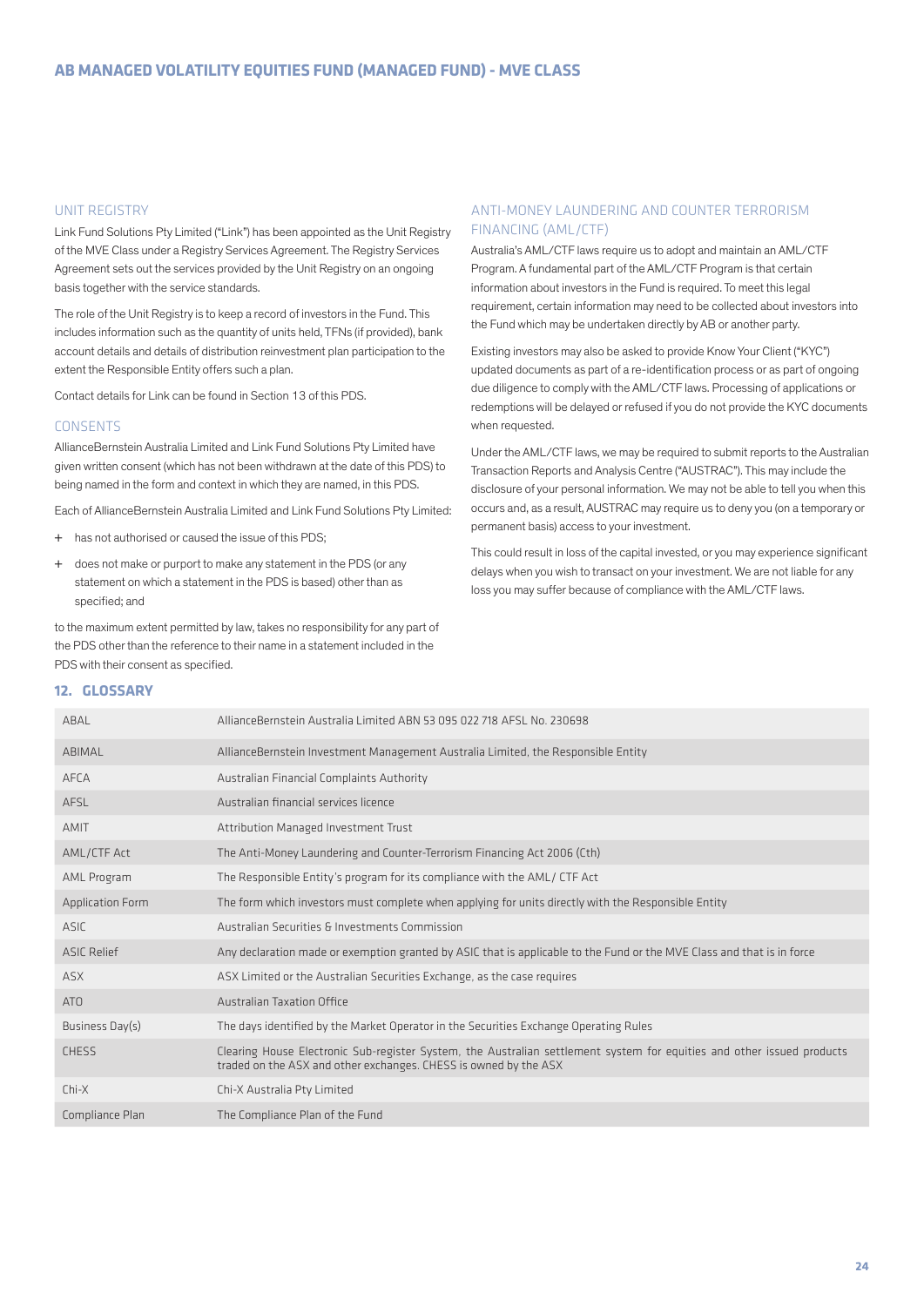### UNIT REGISTRY

Link Fund Solutions Pty Limited ("Link") has been appointed as the Unit Registry of the MVE Class under a Registry Services Agreement. The Registry Services Agreement sets out the services provided by the Unit Registry on an ongoing basis together with the service standards.

The role of the Unit Registry is to keep a record of investors in the Fund. This includes information such as the quantity of units held, TFNs (if provided), bank account details and details of distribution reinvestment plan participation to the extent the Responsible Entity offers such a plan.

Contact details for Link can be found in Section 13 of this PDS.

### CONSENTS

AllianceBernstein Australia Limited and Link Fund Solutions Pty Limited have given written consent (which has not been withdrawn at the date of this PDS) to being named in the form and context in which they are named, in this PDS.

Each of AllianceBernstein Australia Limited and Link Fund Solutions Pty Limited:

+ has not authorised or caused the issue of this PDS;
+ does not make or purport to make any statement in the PDS (or any statement on which a statement in the PDS is based) other than as specified; and

to the maximum extent permitted by law, takes no responsibility for any part of the PDS other than the reference to their name in a statement included in the PDS with their consent as specified.

### ANTI-MONEY LAUNDERING AND COUNTER TERRORISM FINANCING (AML/CTF)

Australia's AML/CTF laws require us to adopt and maintain an AML/CTF Program. A fundamental part of the AML/CTF Program is that certain information about investors in the Fund is required. To meet this legal requirement, certain information may need to be collected about investors into the Fund which may be undertaken directly by AB or another party.

Existing investors may also be asked to provide Know Your Client ("KYC") updated documents as part of a re-identification process or as part of ongoing due diligence to comply with the AML/CTF laws. Processing of applications or redemptions will be delayed or refused if you do not provide the KYC documents when requested.

Under the AML/CTF laws, we may be required to submit reports to the Australian Transaction Reports and Analysis Centre ("AUSTRAC"). This may include the disclosure of your personal information. We may not be able to tell you when this occurs and, as a result, AUSTRAC may require us to deny you (on a temporary or permanent basis) access to your investment.

This could result in loss of the capital invested, or you may experience significant delays when you wish to transact on your investment. We are not liable for any loss you may suffer because of compliance with the AML/CTF laws.

## 12. GLOSSARY

| Term | Definition |
|---|---|
| ABAL | AllianceBernstein Australia Limited ABN 53 095 022 718 AFSL No. 230698 |
| ABIMAL | AllianceBernstein Investment Management Australia Limited, the Responsible Entity |
| AFCA | Australian Financial Complaints Authority |
| AFSL | Australian financial services licence |
| AMIT | Attribution Managed Investment Trust |
| AML/CTF Act | The Anti-Money Laundering and Counter-Terrorism Financing Act 2006 (Cth) |
| AML Program | The Responsible Entity's program for its compliance with the AML/ CTF Act |
| Application Form | The form which investors must complete when applying for units directly with the Responsible Entity |
| ASIC | Australian Securities & Investments Commission |
| ASIC Relief | Any declaration made or exemption granted by ASIC that is applicable to the Fund or the MVE Class and that is in force |
| ASX | ASX Limited or the Australian Securities Exchange, as the case requires |
| ATO | Australian Taxation Office |
| Business Day(s) | The days identified by the Market Operator in the Securities Exchange Operating Rules |
| CHESS | Clearing House Electronic Sub-register System, the Australian settlement system for equities and other issued products traded on the ASX and other exchanges. CHESS is owned by the ASX |
| Chi-X | Chi-X Australia Pty Limited |
| Compliance Plan | The Compliance Plan of the Fund |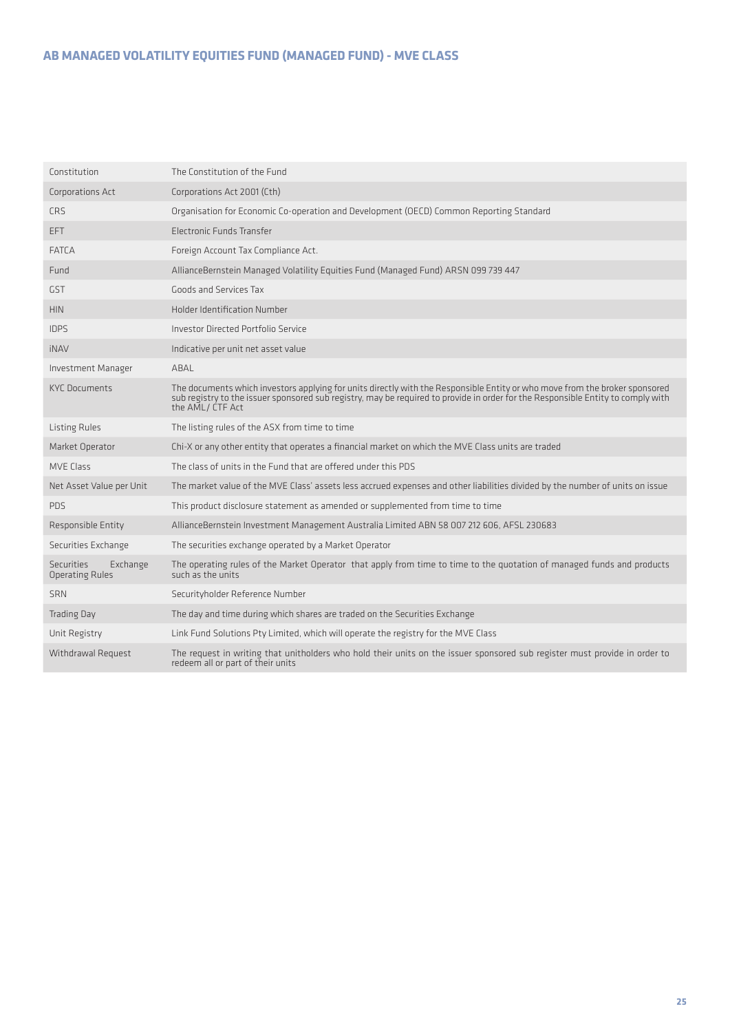| | |
|---|---|
| Constitution | The Constitution of the Fund |
| Corporations Act | Corporations Act 2001 (Cth) |
| CRS | Organisation for Economic Co-operation and Development (OECD) Common Reporting Standard |
| EFT | Electronic Funds Transfer |
| FATCA | Foreign Account Tax Compliance Act. |
| Fund | AllianceBernstein Managed Volatility Equities Fund (Managed Fund) ARSN 099 739 447 |
| GST | Goods and Services Tax |
| HIN | Holder Identification Number |
| IDPS | Investor Directed Portfolio Service |
| iNAV | Indicative per unit net asset value |
| Investment Manager | ABAL |
| KYC Documents | The documents which investors applying for units directly with the Responsible Entity or who move from the broker sponsored sub registry to the issuer sponsored sub registry, may be required to provide in order for the Responsible Entity to comply with the AML/ CTF Act |
| Listing Rules | The listing rules of the ASX from time to time |
| Market Operator | Chi-X or any other entity that operates a financial market on which the MVE Class units are traded |
| MVE Class | The class of units in the Fund that are offered under this PDS |
| Net Asset Value per Unit | The market value of the MVE Class' assets less accrued expenses and other liabilities divided by the number of units on issue |
| PDS | This product disclosure statement as amended or supplemented from time to time |
| Responsible Entity | AllianceBernstein Investment Management Australia Limited ABN 58 007 212 606, AFSL 230683 |
| Securities Exchange | The securities exchange operated by a Market Operator |
| Securities Exchange Operating Rules | The operating rules of the Market Operator that apply from time to time to the quotation of managed funds and products such as the units |
| SRN | Securityholder Reference Number |
| Trading Day | The day and time during which shares are traded on the Securities Exchange |
| Unit Registry | Link Fund Solutions Pty Limited, which will operate the registry for the MVE Class |
| Withdrawal Request | The request in writing that unitholders who hold their units on the issuer sponsored sub register must provide in order to redeem all or part of their units |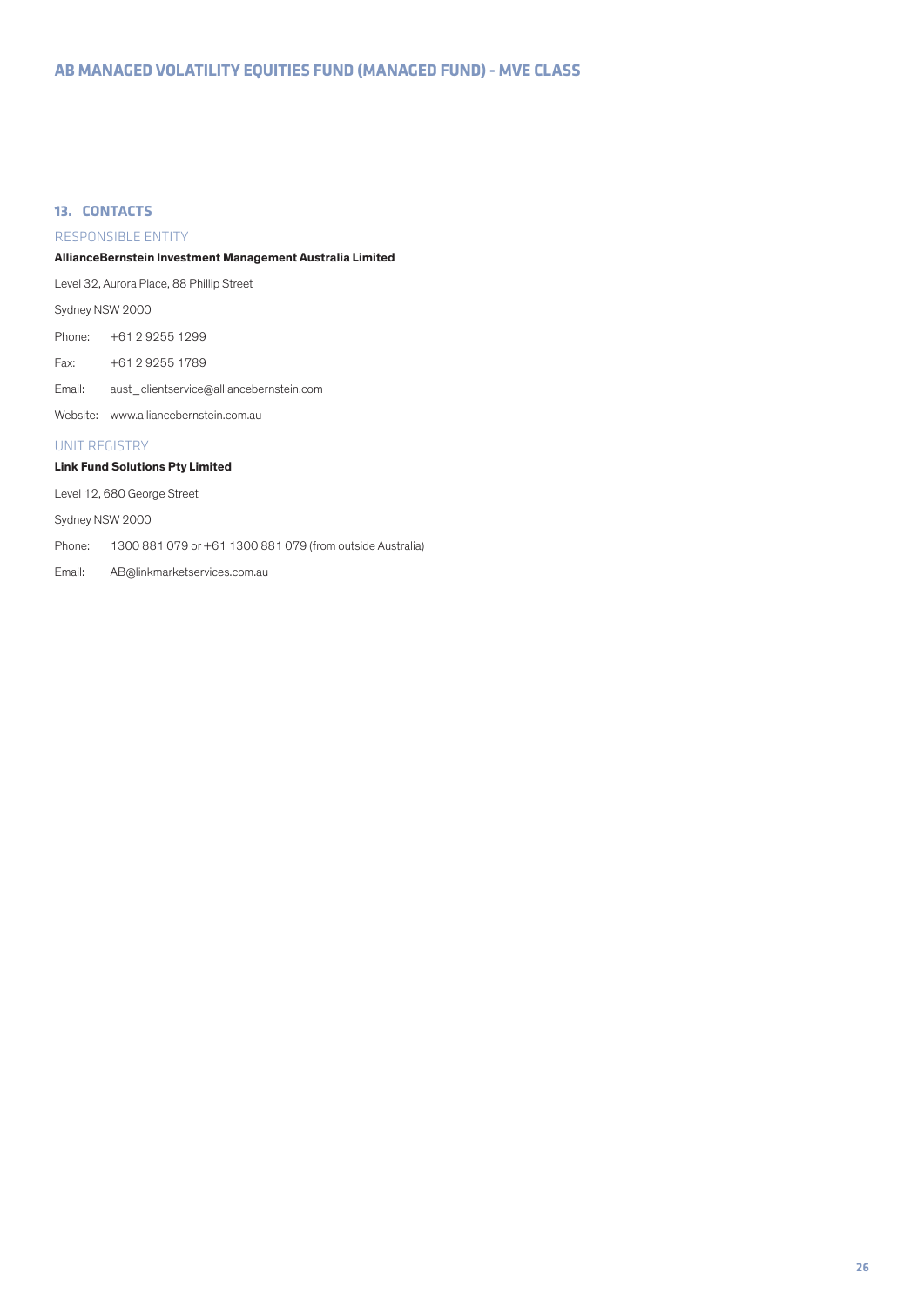## 13. CONTACTS

### RESPONSIBLE ENTITY

**AllianceBernstein Investment Management Australia Limited**

Level 32, Aurora Place, 88 Phillip Street

Sydney NSW 2000

Phone: +61 2 9255 1299

Fax: +61 2 9255 1789

Email: aust_clientservice@alliancebernstein.com

Website: www.alliancebernstein.com.au

### UNIT REGISTRY

**Link Fund Solutions Pty Limited**

Level 12, 680 George Street

Sydney NSW 2000

Phone: 1300 881 079 or +61 1300 881 079 (from outside Australia)

Email: AB@linkmarketservices.com.au